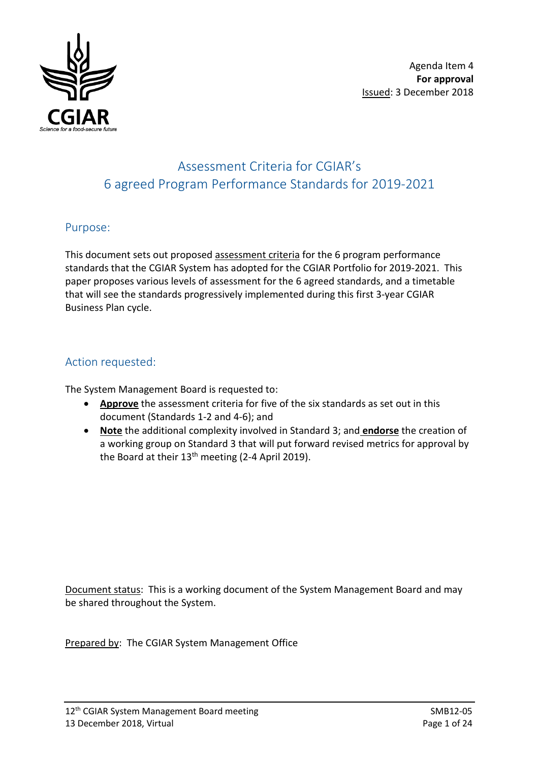Agenda Item 4
**For approval**
Issued: 3 December 2018

# Assessment Criteria for CGIAR's 6 agreed Program Performance Standards for 2019-2021

## Purpose:

This document sets out proposed assessment criteria for the 6 program performance standards that the CGIAR System has adopted for the CGIAR Portfolio for 2019-2021. This paper proposes various levels of assessment for the 6 agreed standards, and a timetable that will see the standards progressively implemented during this first 3-year CGIAR Business Plan cycle.

## Action requested:

The System Management Board is requested to:

- **Approve** the assessment criteria for five of the six standards as set out in this document (Standards 1-2 and 4-6); and
- **Note** the additional complexity involved in Standard 3; and **endorse** the creation of a working group on Standard 3 that will put forward revised metrics for approval by the Board at their 13th meeting (2-4 April 2019).

Document status: This is a working document of the System Management Board and may be shared throughout the System.

Prepared by: The CGIAR System Management Office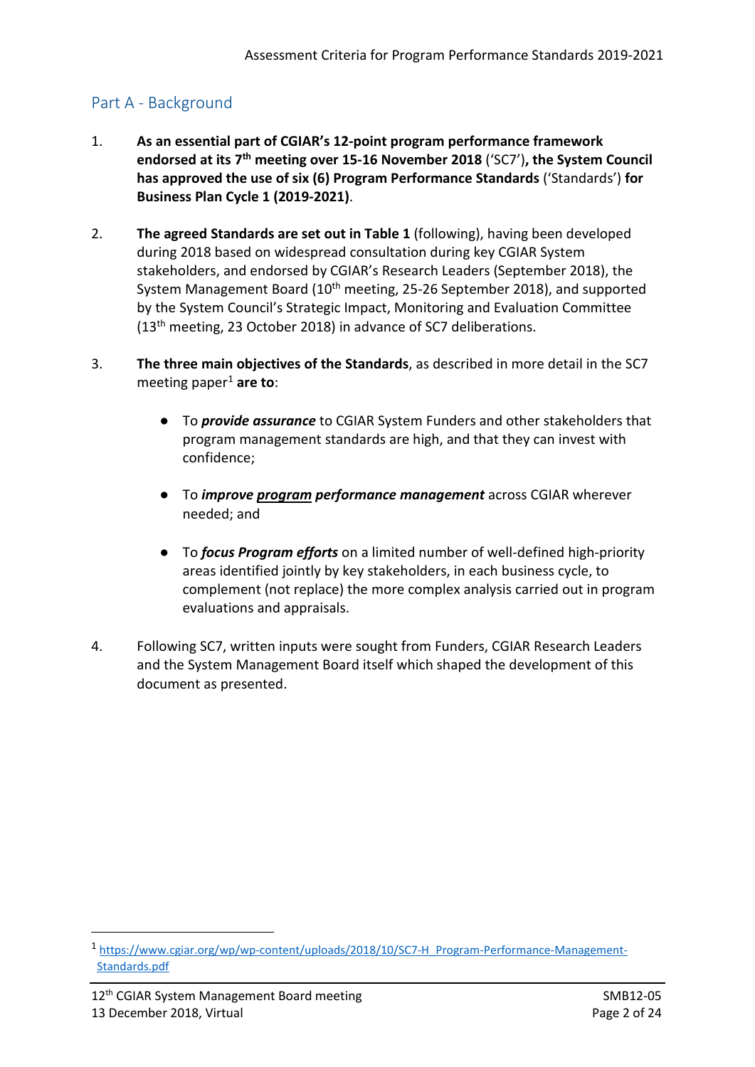## Part A - Background

1. **As an essential part of CGIAR's 12-point program performance framework endorsed at its 7th meeting over 15-16 November 2018** ('SC7')**, the System Council has approved the use of six (6) Program Performance Standards** ('Standards') **for Business Plan Cycle 1 (2019-2021)**.

2. **The agreed Standards are set out in Table 1** (following), having been developed during 2018 based on widespread consultation during key CGIAR System stakeholders, and endorsed by CGIAR's Research Leaders (September 2018), the System Management Board (10th meeting, 25-26 September 2018), and supported by the System Council's Strategic Impact, Monitoring and Evaluation Committee (13th meeting, 23 October 2018) in advance of SC7 deliberations.

3. **The three main objectives of the Standards**, as described in more detail in the SC7 meeting paper[1] **are to**:

   - To ***provide assurance*** to CGIAR System Funders and other stakeholders that program management standards are high, and that they can invest with confidence;

   - To ***improve program performance management*** across CGIAR wherever needed; and

   - To ***focus Program efforts*** on a limited number of well-defined high-priority areas identified jointly by key stakeholders, in each business cycle, to complement (not replace) the more complex analysis carried out in program evaluations and appraisals.

4. Following SC7, written inputs were sought from Funders, CGIAR Research Leaders and the System Management Board itself which shaped the development of this document as presented.

---

[1] https://www.cgiar.org/wp/wp-content/uploads/2018/10/SC7-H_Program-Performance-Management-Standards.pdf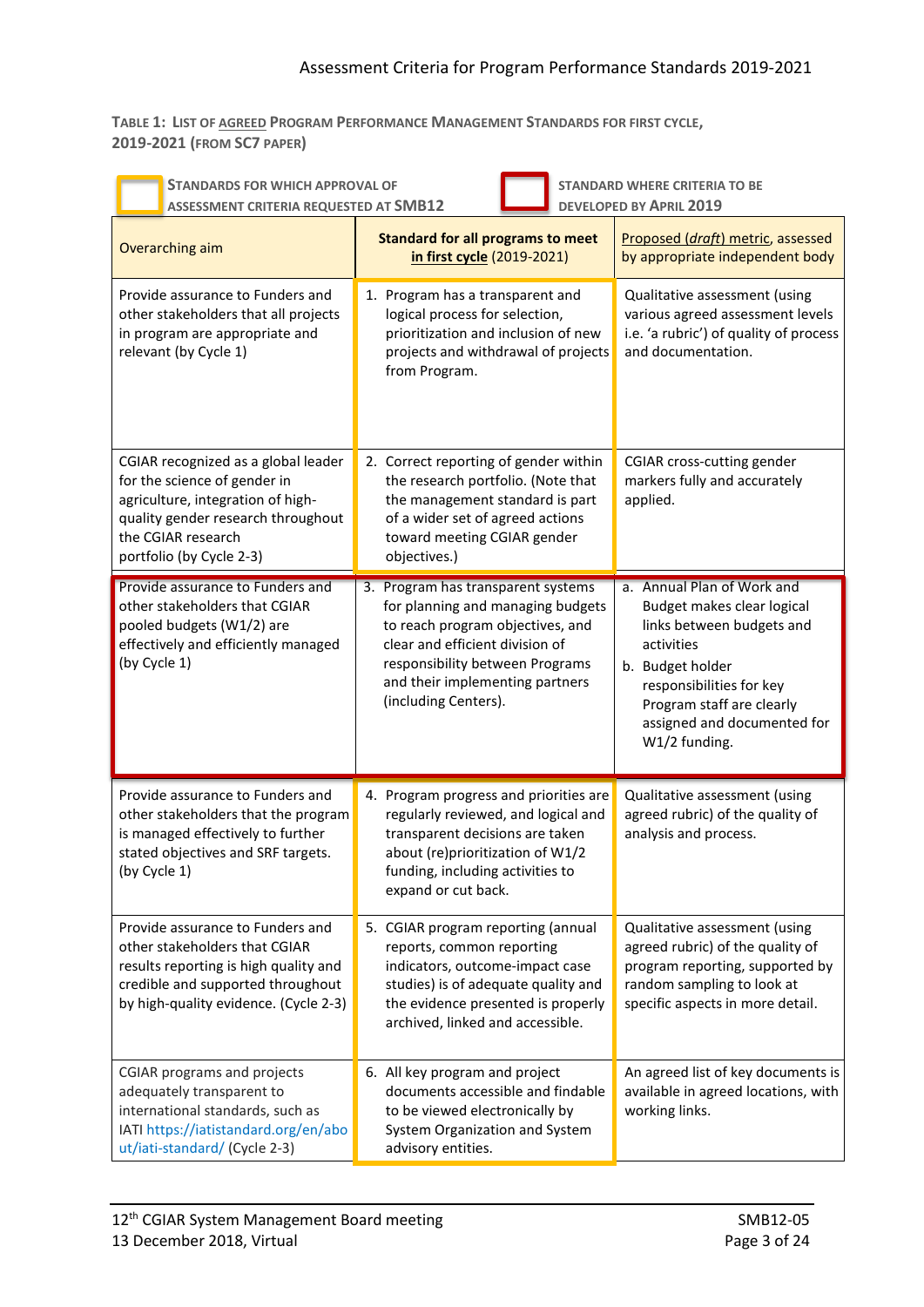Table 1: List of agreed Program Performance Management Standards for first cycle, 2019-2021 (from SC7 paper)

Standards for which approval of assessment criteria requested at SMB12 | Standard where criteria to be developed by April 2019

| Overarching aim | Standard for all programs to meet in first cycle (2019-2021) | Proposed (*draft*) metric, assessed by appropriate independent body |
|---|---|---|
| Provide assurance to Funders and other stakeholders that all projects in program are appropriate and relevant (by Cycle 1) | 1. Program has a transparent and logical process for selection, prioritization and inclusion of new projects and withdrawal of projects from Program. | Qualitative assessment (using various agreed assessment levels i.e. 'a rubric') of quality of process and documentation. |
| CGIAR recognized as a global leader for the science of gender in agriculture, integration of high-quality gender research throughout the CGIAR research portfolio (by Cycle 2-3) | 2. Correct reporting of gender within the research portfolio. (Note that the management standard is part of a wider set of agreed actions toward meeting CGIAR gender objectives.) | CGIAR cross-cutting gender markers fully and accurately applied. |
| Provide assurance to Funders and other stakeholders that CGIAR pooled budgets (W1/2) are effectively and efficiently managed (by Cycle 1) | 3. Program has transparent systems for planning and managing budgets to reach program objectives, and clear and efficient division of responsibility between Programs and their implementing partners (including Centers). | a. Annual Plan of Work and Budget makes clear logical links between budgets and activities<br>b. Budget holder responsibilities for key Program staff are clearly assigned and documented for W1/2 funding. |
| Provide assurance to Funders and other stakeholders that the program is managed effectively to further stated objectives and SRF targets. (by Cycle 1) | 4. Program progress and priorities are regularly reviewed, and logical and transparent decisions are taken about (re)prioritization of W1/2 funding, including activities to expand or cut back. | Qualitative assessment (using agreed rubric) of the quality of analysis and process. |
| Provide assurance to Funders and other stakeholders that CGIAR results reporting is high quality and credible and supported throughout by high-quality evidence. (Cycle 2-3) | 5. CGIAR program reporting (annual reports, common reporting indicators, outcome-impact case studies) is of adequate quality and the evidence presented is properly archived, linked and accessible. | Qualitative assessment (using agreed rubric) of the quality of program reporting, supported by random sampling to look at specific aspects in more detail. |
| CGIAR programs and projects adequately transparent to international standards, such as IATI https://iatistandard.org/en/about/iati-standard/ (Cycle 2-3) | 6. All key program and project documents accessible and findable to be viewed electronically by System Organization and System advisory entities. | An agreed list of key documents is available in agreed locations, with working links. |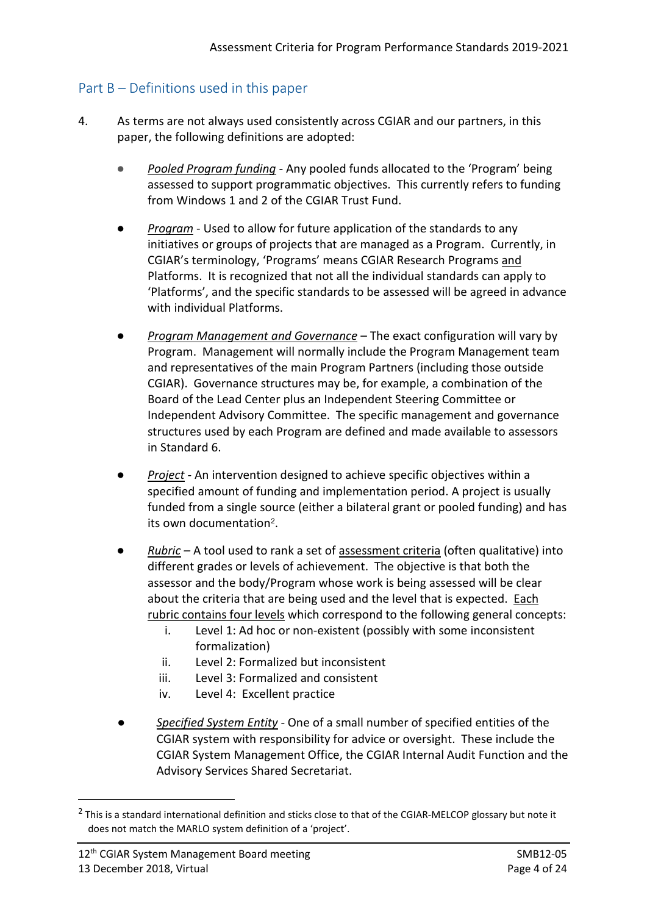## Part B – Definitions used in this paper

4. As terms are not always used consistently across CGIAR and our partners, in this paper, the following definitions are adopted:

   - *Pooled Program funding* - Any pooled funds allocated to the 'Program' being assessed to support programmatic objectives. This currently refers to funding from Windows 1 and 2 of the CGIAR Trust Fund.

   - *Program* - Used to allow for future application of the standards to any initiatives or groups of projects that are managed as a Program. Currently, in CGIAR's terminology, 'Programs' means CGIAR Research Programs and Platforms. It is recognized that not all the individual standards can apply to 'Platforms', and the specific standards to be assessed will be agreed in advance with individual Platforms.

   - *Program Management and Governance* – The exact configuration will vary by Program. Management will normally include the Program Management team and representatives of the main Program Partners (including those outside CGIAR). Governance structures may be, for example, a combination of the Board of the Lead Center plus an Independent Steering Committee or Independent Advisory Committee. The specific management and governance structures used by each Program are defined and made available to assessors in Standard 6.

   - *Project* - An intervention designed to achieve specific objectives within a specified amount of funding and implementation period. A project is usually funded from a single source (either a bilateral grant or pooled funding) and has its own documentation[2].

   - *Rubric* – A tool used to rank a set of assessment criteria (often qualitative) into different grades or levels of achievement. The objective is that both the assessor and the body/Program whose work is being assessed will be clear about the criteria that are being used and the level that is expected. Each rubric contains four levels which correspond to the following general concepts:
      i. Level 1: Ad hoc or non-existent (possibly with some inconsistent formalization)
      ii. Level 2: Formalized but inconsistent
      iii. Level 3: Formalized and consistent
      iv. Level 4: Excellent practice

   - *Specified System Entity* - One of a small number of specified entities of the CGIAR system with responsibility for advice or oversight. These include the CGIAR System Management Office, the CGIAR Internal Audit Function and the Advisory Services Shared Secretariat.

[2] This is a standard international definition and sticks close to that of the CGIAR-MELCOP glossary but note it does not match the MARLO system definition of a 'project'.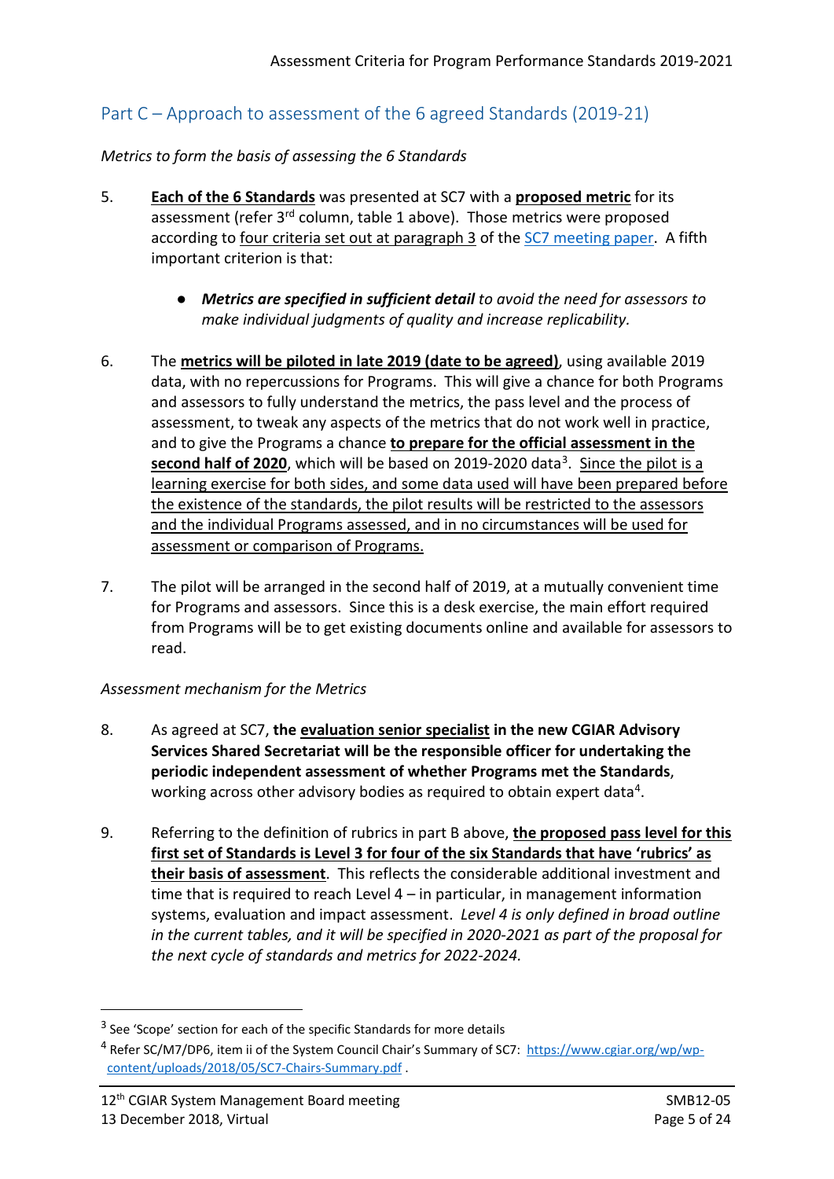## Part C – Approach to assessment of the 6 agreed Standards (2019-21)

*Metrics to form the basis of assessing the 6 Standards*

5. **Each of the 6 Standards** was presented at SC7 with a **proposed metric** for its assessment (refer 3rd column, table 1 above). Those metrics were proposed according to four criteria set out at paragraph 3 of the SC7 meeting paper. A fifth important criterion is that:

    - ***Metrics are specified in sufficient detail*** *to avoid the need for assessors to make individual judgments of quality and increase replicability.*

6. The **metrics will be piloted in late 2019 (date to be agreed)**, using available 2019 data, with no repercussions for Programs. This will give a chance for both Programs and assessors to fully understand the metrics, the pass level and the process of assessment, to tweak any aspects of the metrics that do not work well in practice, and to give the Programs a chance **to prepare for the official assessment in the second half of 2020**, which will be based on 2019-2020 data[3]. Since the pilot is a learning exercise for both sides, and some data used will have been prepared before the existence of the standards, the pilot results will be restricted to the assessors and the individual Programs assessed, and in no circumstances will be used for assessment or comparison of Programs.

7. The pilot will be arranged in the second half of 2019, at a mutually convenient time for Programs and assessors. Since this is a desk exercise, the main effort required from Programs will be to get existing documents online and available for assessors to read.

*Assessment mechanism for the Metrics*

8. As agreed at SC7, **the evaluation senior specialist in the new CGIAR Advisory Services Shared Secretariat will be the responsible officer for undertaking the periodic independent assessment of whether Programs met the Standards**, working across other advisory bodies as required to obtain expert data[4].

9. Referring to the definition of rubrics in part B above, **the proposed pass level for this first set of Standards is Level 3 for four of the six Standards that have 'rubrics' as their basis of assessment**. This reflects the considerable additional investment and time that is required to reach Level 4 – in particular, in management information systems, evaluation and impact assessment. *Level 4 is only defined in broad outline in the current tables, and it will be specified in 2020-2021 as part of the proposal for the next cycle of standards and metrics for 2022-2024.*

---

[3] See 'Scope' section for each of the specific Standards for more details

[4] Refer SC/M7/DP6, item ii of the System Council Chair's Summary of SC7: https://www.cgiar.org/wp/wp-content/uploads/2018/05/SC7-Chairs-Summary.pdf .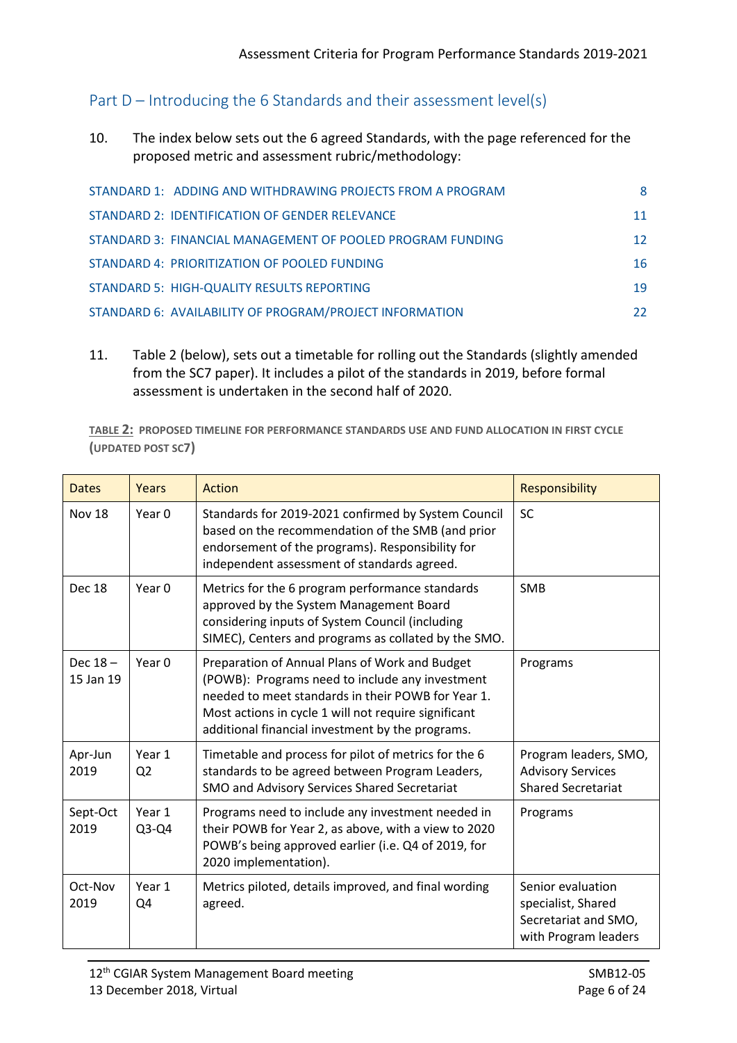## Part D – Introducing the 6 Standards and their assessment level(s)

10. The index below sets out the 6 agreed Standards, with the page referenced for the proposed metric and assessment rubric/methodology:

| | |
|---|---|
| STANDARD 1: ADDING AND WITHDRAWING PROJECTS FROM A PROGRAM | 8 |
| STANDARD 2: IDENTIFICATION OF GENDER RELEVANCE | 11 |
| STANDARD 3: FINANCIAL MANAGEMENT OF POOLED PROGRAM FUNDING | 12 |
| STANDARD 4: PRIORITIZATION OF POOLED FUNDING | 16 |
| STANDARD 5: HIGH-QUALITY RESULTS REPORTING | 19 |
| STANDARD 6: AVAILABILITY OF PROGRAM/PROJECT INFORMATION | 22 |

11. Table 2 (below), sets out a timetable for rolling out the Standards (slightly amended from the SC7 paper). It includes a pilot of the standards in 2019, before formal assessment is undertaken in the second half of 2020.

**TABLE 2: PROPOSED TIMELINE FOR PERFORMANCE STANDARDS USE AND FUND ALLOCATION IN FIRST CYCLE (UPDATED POST SC7)**

| Dates | Years | Action | Responsibility |
|---|---|---|---|
| Nov 18 | Year 0 | Standards for 2019-2021 confirmed by System Council based on the recommendation of the SMB (and prior endorsement of the programs). Responsibility for independent assessment of standards agreed. | SC |
| Dec 18 | Year 0 | Metrics for the 6 program performance standards approved by the System Management Board considering inputs of System Council (including SIMEC), Centers and programs as collated by the SMO. | SMB |
| Dec 18 – 15 Jan 19 | Year 0 | Preparation of Annual Plans of Work and Budget (POWB): Programs need to include any investment needed to meet standards in their POWB for Year 1. Most actions in cycle 1 will not require significant additional financial investment by the programs. | Programs |
| Apr-Jun 2019 | Year 1 Q2 | Timetable and process for pilot of metrics for the 6 standards to be agreed between Program Leaders, SMO and Advisory Services Shared Secretariat | Program leaders, SMO, Advisory Services Shared Secretariat |
| Sept-Oct 2019 | Year 1 Q3-Q4 | Programs need to include any investment needed in their POWB for Year 2, as above, with a view to 2020 POWB's being approved earlier (i.e. Q4 of 2019, for 2020 implementation). | Programs |
| Oct-Nov 2019 | Year 1 Q4 | Metrics piloted, details improved, and final wording agreed. | Senior evaluation specialist, Shared Secretariat and SMO, with Program leaders |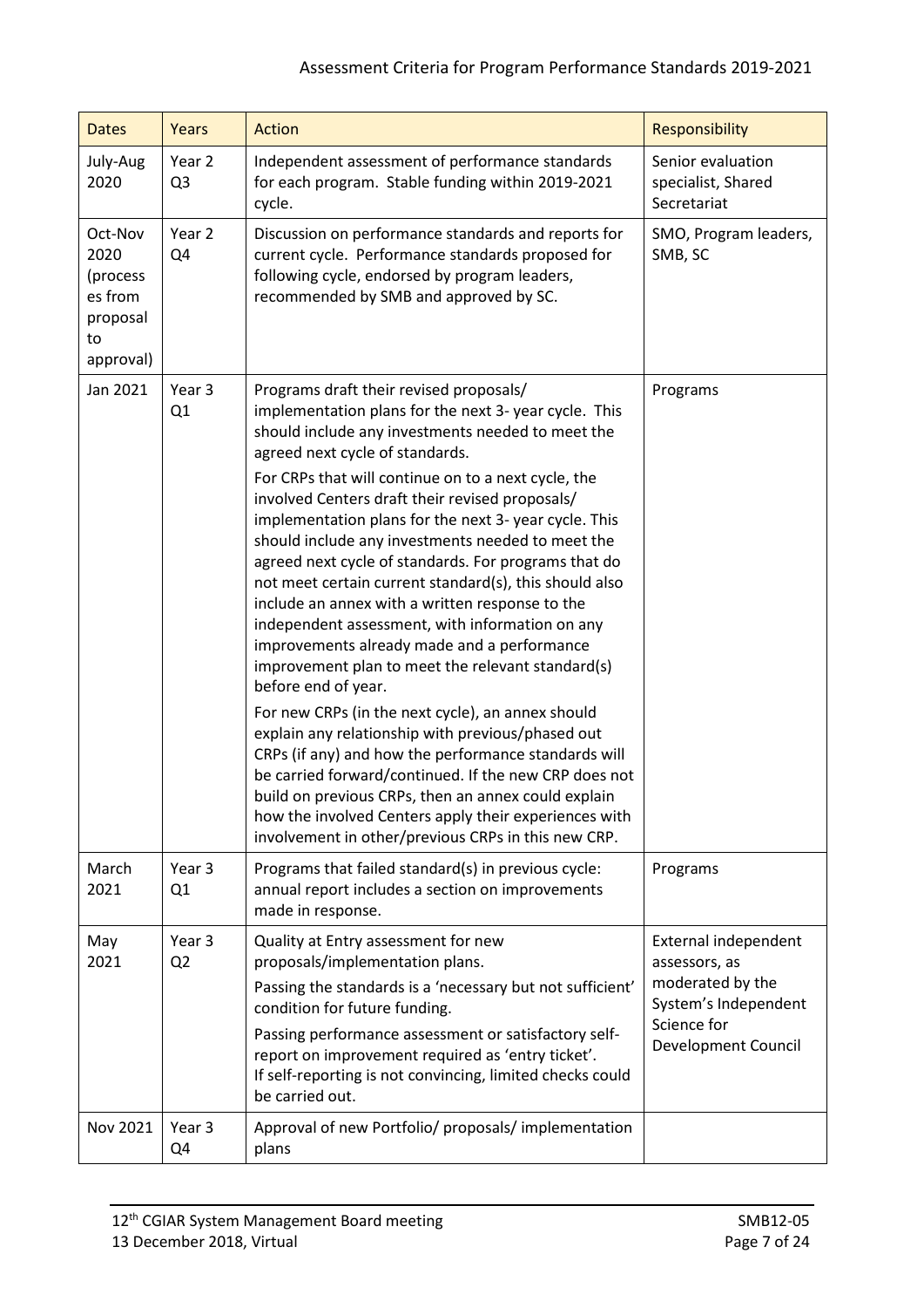| Dates | Years | Action | Responsibility |
|---|---|---|---|
| July-Aug 2020 | Year 2 Q3 | Independent assessment of performance standards for each program. Stable funding within 2019-2021 cycle. | Senior evaluation specialist, Shared Secretariat |
| Oct-Nov 2020 (processes from proposal to approval) | Year 2 Q4 | Discussion on performance standards and reports for current cycle. Performance standards proposed for following cycle, endorsed by program leaders, recommended by SMB and approved by SC. | SMO, Program leaders, SMB, SC |
| Jan 2021 | Year 3 Q1 | Programs draft their revised proposals/ implementation plans for the next 3- year cycle. This should include any investments needed to meet the agreed next cycle of standards.<br><br>For CRPs that will continue on to a next cycle, the involved Centers draft their revised proposals/ implementation plans for the next 3- year cycle. This should include any investments needed to meet the agreed next cycle of standards. For programs that do not meet certain current standard(s), this should also include an annex with a written response to the independent assessment, with information on any improvements already made and a performance improvement plan to meet the relevant standard(s) before end of year.<br><br>For new CRPs (in the next cycle), an annex should explain any relationship with previous/phased out CRPs (if any) and how the performance standards will be carried forward/continued. If the new CRP does not build on previous CRPs, then an annex could explain how the involved Centers apply their experiences with involvement in other/previous CRPs in this new CRP. | Programs |
| March 2021 | Year 3 Q1 | Programs that failed standard(s) in previous cycle: annual report includes a section on improvements made in response. | Programs |
| May 2021 | Year 3 Q2 | Quality at Entry assessment for new proposals/implementation plans.<br><br>Passing the standards is a 'necessary but not sufficient' condition for future funding.<br><br>Passing performance assessment or satisfactory self-report on improvement required as 'entry ticket'. If self-reporting is not convincing, limited checks could be carried out. | External independent assessors, as moderated by the System's Independent Science for Development Council |
| Nov 2021 | Year 3 Q4 | Approval of new Portfolio/ proposals/ implementation plans | |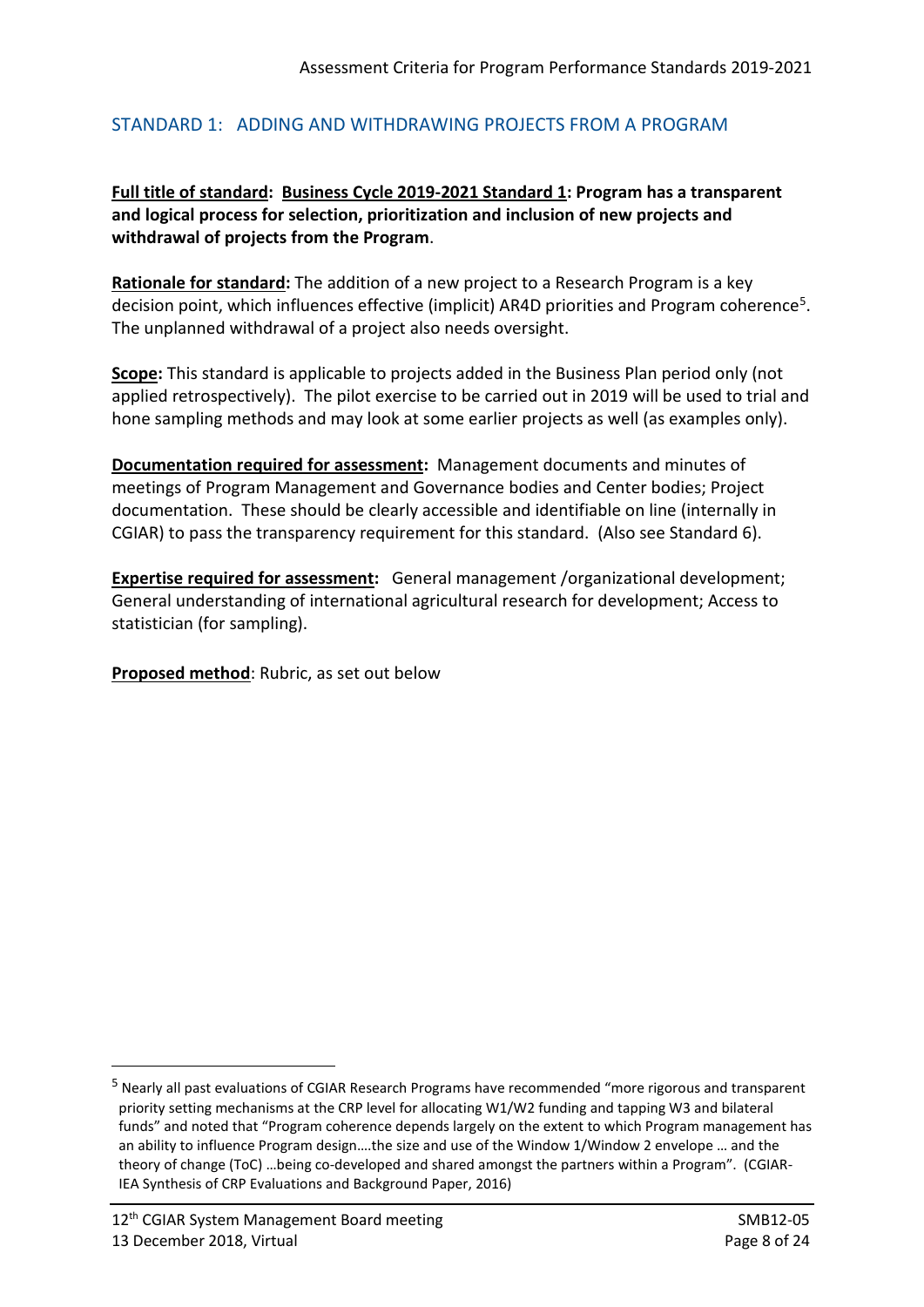## STANDARD 1: ADDING AND WITHDRAWING PROJECTS FROM A PROGRAM

**Full title of standard: Business Cycle 2019-2021 Standard 1: Program has a transparent and logical process for selection, prioritization and inclusion of new projects and withdrawal of projects from the Program**.

**Rationale for standard:** The addition of a new project to a Research Program is a key decision point, which influences effective (implicit) AR4D priorities and Program coherence[5]. The unplanned withdrawal of a project also needs oversight.

**Scope:** This standard is applicable to projects added in the Business Plan period only (not applied retrospectively). The pilot exercise to be carried out in 2019 will be used to trial and hone sampling methods and may look at some earlier projects as well (as examples only).

**Documentation required for assessment:** Management documents and minutes of meetings of Program Management and Governance bodies and Center bodies; Project documentation. These should be clearly accessible and identifiable on line (internally in CGIAR) to pass the transparency requirement for this standard. (Also see Standard 6).

**Expertise required for assessment:** General management /organizational development; General understanding of international agricultural research for development; Access to statistician (for sampling).

**Proposed method**: Rubric, as set out below

---

[5] Nearly all past evaluations of CGIAR Research Programs have recommended "more rigorous and transparent priority setting mechanisms at the CRP level for allocating W1/W2 funding and tapping W3 and bilateral funds" and noted that "Program coherence depends largely on the extent to which Program management has an ability to influence Program design….the size and use of the Window 1/Window 2 envelope … and the theory of change (ToC) …being co-developed and shared amongst the partners within a Program". (CGIAR-IEA Synthesis of CRP Evaluations and Background Paper, 2016)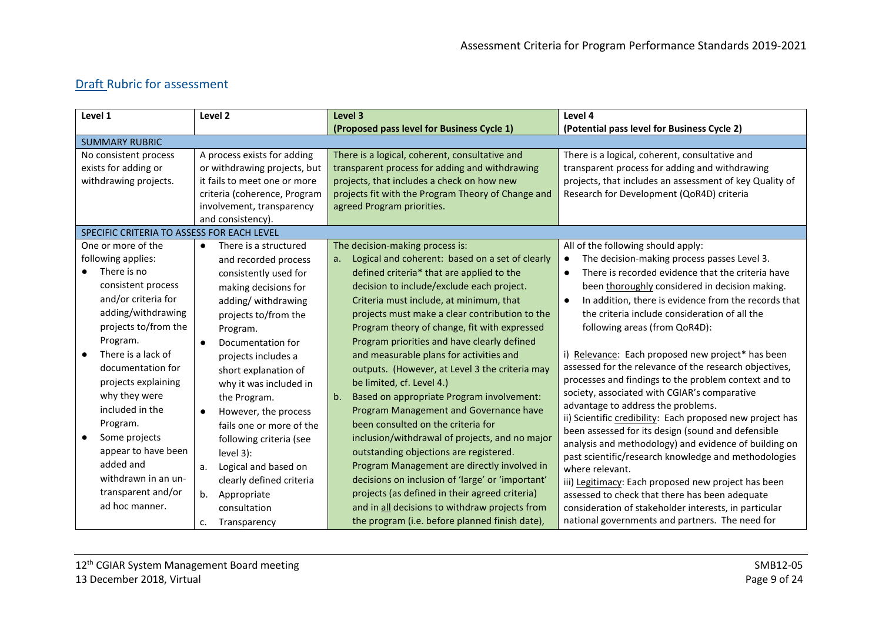## Draft Rubric for assessment

| Level 1 | Level 2 | Level 3<br>**(Proposed pass level for Business Cycle 1)** | Level 4<br>**(Potential pass level for Business Cycle 2)** |
|---|---|---|---|
| SUMMARY RUBRIC | | | |
| No consistent process exists for adding or withdrawing projects. | A process exists for adding or withdrawing projects, but it fails to meet one or more criteria (coherence, Program involvement, transparency and consistency). | There is a logical, coherent, consultative and transparent process for adding and withdrawing projects, that includes a check on how new projects fit with the Program Theory of Change and agreed Program priorities. | There is a logical, coherent, consultative and transparent process for adding and withdrawing projects, that includes an assessment of key Quality of Research for Development (QoR4D) criteria |
| SPECIFIC CRITERIA TO ASSESS FOR EACH LEVEL | | | |
| One or more of the following applies:<br>● There is no consistent process and/or criteria for adding/withdrawing projects to/from the Program.<br>● There is a lack of documentation for projects explaining why they were included in the Program.<br>● Some projects appear to have been added and withdrawn in an un-transparent and/or ad hoc manner. | ● There is a structured and recorded process consistently used for making decisions for adding/ withdrawing projects to/from the Program.<br>● Documentation for projects includes a short explanation of why it was included in the Program.<br>● However, the process fails one or more of the following criteria (see level 3):<br>a. Logical and based on clearly defined criteria<br>b. Appropriate consultation<br>c. Transparency | The decision-making process is:<br>a. Logical and coherent: based on a set of clearly defined criteria* that are applied to the decision to include/exclude each project. Criteria must include, at minimum, that projects must make a clear contribution to the Program theory of change, fit with expressed Program priorities and have clearly defined and measurable plans for activities and outputs. (However, at Level 3 the criteria may be limited, cf. Level 4.)<br>b. Based on appropriate Program involvement: Program Management and Governance have been consulted on the criteria for inclusion/withdrawal of projects, and no major outstanding objections are registered. Program Management are directly involved in decisions on inclusion of 'large' or 'important' projects (as defined in their agreed criteria) and in all decisions to withdraw projects from the program (i.e. before planned finish date), | All of the following should apply:<br>● The decision-making process passes Level 3.<br>● There is recorded evidence that the criteria have been thoroughly considered in decision making.<br>● In addition, there is evidence from the records that the criteria include consideration of all the following areas (from QoR4D):<br><br>i) Relevance: Each proposed new project* has been assessed for the relevance of the research objectives, processes and findings to the problem context and to society, associated with CGIAR's comparative advantage to address the problems.<br>ii) Scientific credibility: Each proposed new project has been assessed for its design (sound and defensible analysis and methodology) and evidence of building on past scientific/research knowledge and methodologies where relevant.<br>iii) Legitimacy: Each proposed new project has been assessed to check that there has been adequate consideration of stakeholder interests, in particular national governments and partners. The need for |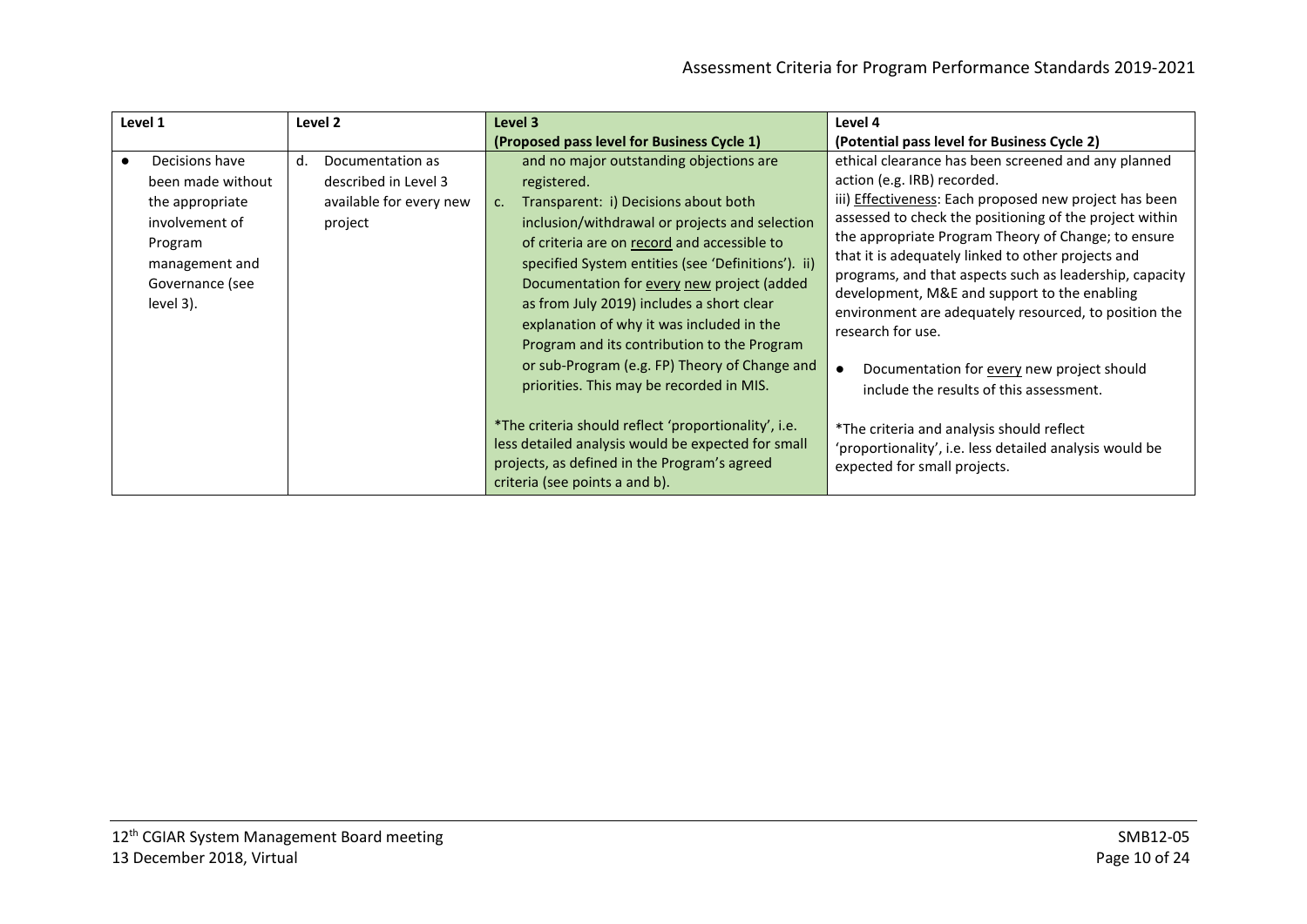| Level 1 | Level 2 | Level 3 (Proposed pass level for Business Cycle 1) | Level 4 (Potential pass level for Business Cycle 2) |
| --- | --- | --- | --- |
| • Decisions have been made without the appropriate involvement of Program management and Governance (see level 3). | d. Documentation as described in Level 3 available for every new project | and no major outstanding objections are registered.<br>c. Transparent: i) Decisions about both inclusion/withdrawal or projects and selection of criteria are on <u>record</u> and accessible to specified System entities (see 'Definitions'). ii) Documentation for <u>every new</u> project (added as from July 2019) includes a short clear explanation of why it was included in the Program and its contribution to the Program or sub-Program (e.g. FP) Theory of Change and priorities. This may be recorded in MIS.<br><br>*The criteria should reflect 'proportionality', i.e. less detailed analysis would be expected for small projects, as defined in the Program's agreed criteria (see points a and b). | ethical clearance has been screened and any planned action (e.g. IRB) recorded.<br>iii) <u>Effectiveness</u>: Each proposed new project has been assessed to check the positioning of the project within the appropriate Program Theory of Change; to ensure that it is adequately linked to other projects and programs, and that aspects such as leadership, capacity development, M&E and support to the enabling environment are adequately resourced, to position the research for use.<br><br>• Documentation for <u>every</u> new project should include the results of this assessment.<br><br>*The criteria and analysis should reflect 'proportionality', i.e. less detailed analysis would be expected for small projects. |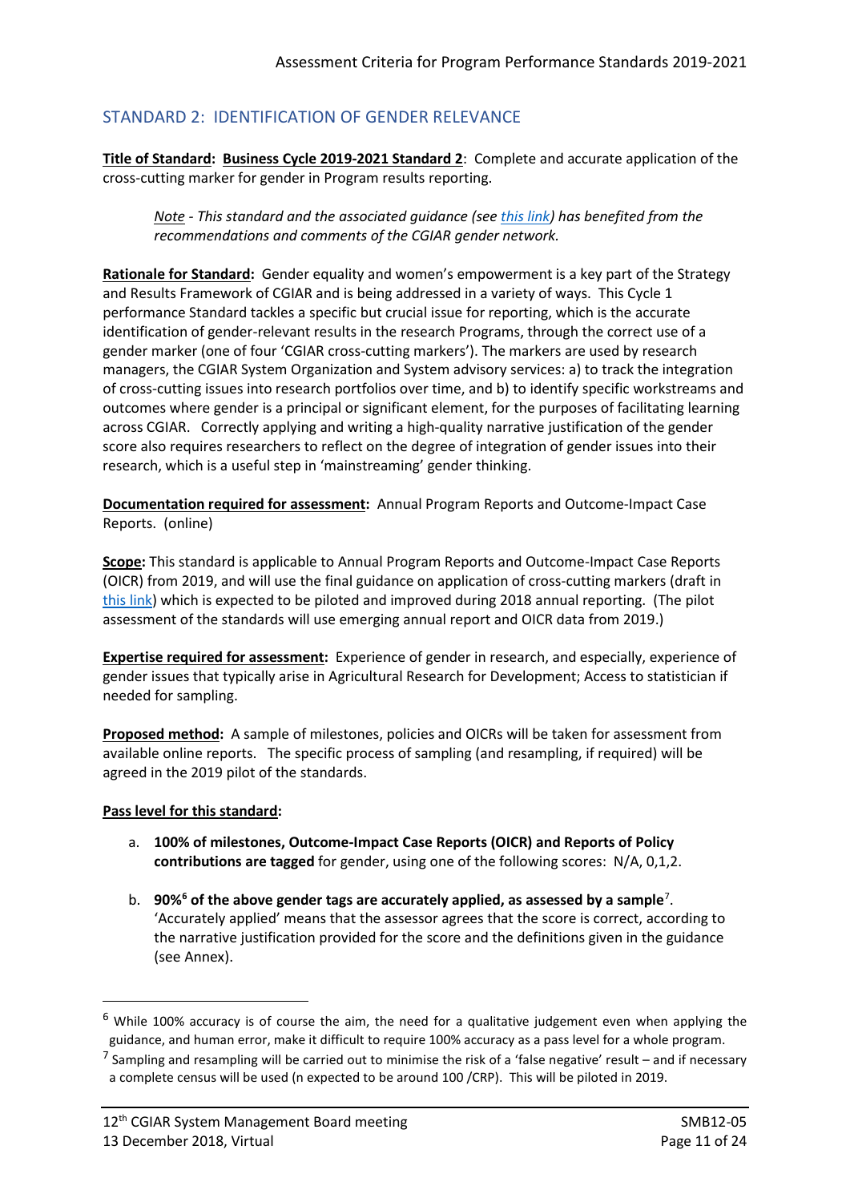## STANDARD 2: IDENTIFICATION OF GENDER RELEVANCE

**Title of Standard: Business Cycle 2019-2021 Standard 2**: Complete and accurate application of the cross-cutting marker for gender in Program results reporting.

> *Note - This standard and the associated guidance (see this link) has benefited from the recommendations and comments of the CGIAR gender network.*

**Rationale for Standard:** Gender equality and women's empowerment is a key part of the Strategy and Results Framework of CGIAR and is being addressed in a variety of ways. This Cycle 1 performance Standard tackles a specific but crucial issue for reporting, which is the accurate identification of gender-relevant results in the research Programs, through the correct use of a gender marker (one of four 'CGIAR cross-cutting markers'). The markers are used by research managers, the CGIAR System Organization and System advisory services: a) to track the integration of cross-cutting issues into research portfolios over time, and b) to identify specific workstreams and outcomes where gender is a principal or significant element, for the purposes of facilitating learning across CGIAR. Correctly applying and writing a high-quality narrative justification of the gender score also requires researchers to reflect on the degree of integration of gender issues into their research, which is a useful step in 'mainstreaming' gender thinking.

**Documentation required for assessment:** Annual Program Reports and Outcome-Impact Case Reports. (online)

**Scope:** This standard is applicable to Annual Program Reports and Outcome-Impact Case Reports (OICR) from 2019, and will use the final guidance on application of cross-cutting markers (draft in this link) which is expected to be piloted and improved during 2018 annual reporting. (The pilot assessment of the standards will use emerging annual report and OICR data from 2019.)

**Expertise required for assessment:** Experience of gender in research, and especially, experience of gender issues that typically arise in Agricultural Research for Development; Access to statistician if needed for sampling.

**Proposed method:** A sample of milestones, policies and OICRs will be taken for assessment from available online reports. The specific process of sampling (and resampling, if required) will be agreed in the 2019 pilot of the standards.

**Pass level for this standard:**

a. **100% of milestones, Outcome-Impact Case Reports (OICR) and Reports of Policy contributions are tagged** for gender, using one of the following scores: N/A, 0,1,2.

b. **90%[6] of the above gender tags are accurately applied, as assessed by a sample**[7]. 'Accurately applied' means that the assessor agrees that the score is correct, according to the narrative justification provided for the score and the definitions given in the guidance (see Annex).

---

[6] While 100% accuracy is of course the aim, the need for a qualitative judgement even when applying the guidance, and human error, make it difficult to require 100% accuracy as a pass level for a whole program.

[7] Sampling and resampling will be carried out to minimise the risk of a 'false negative' result – and if necessary a complete census will be used (n expected to be around 100 /CRP). This will be piloted in 2019.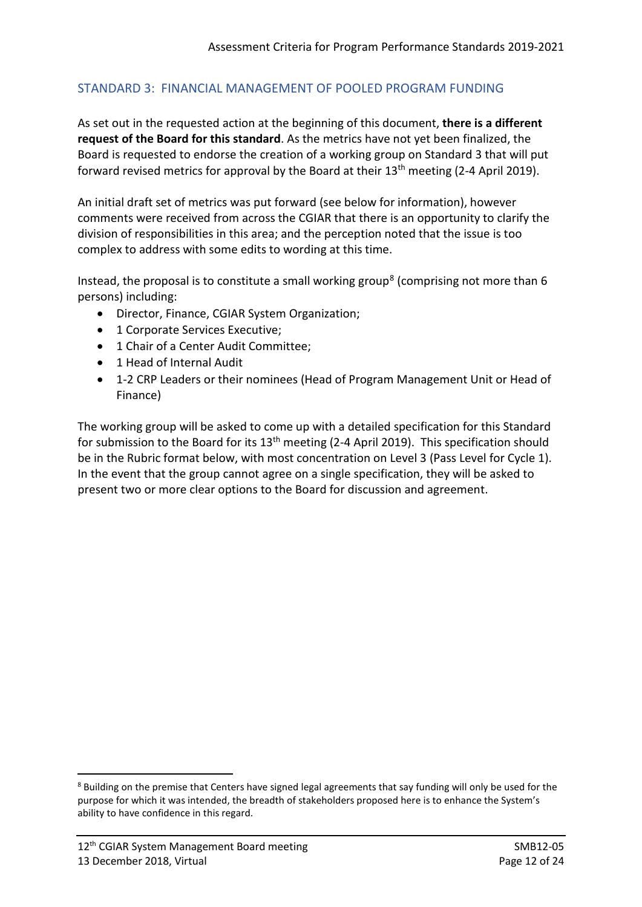## STANDARD 3: FINANCIAL MANAGEMENT OF POOLED PROGRAM FUNDING

As set out in the requested action at the beginning of this document, **there is a different request of the Board for this standard**. As the metrics have not yet been finalized, the Board is requested to endorse the creation of a working group on Standard 3 that will put forward revised metrics for approval by the Board at their 13th meeting (2-4 April 2019).

An initial draft set of metrics was put forward (see below for information), however comments were received from across the CGIAR that there is an opportunity to clarify the division of responsibilities in this area; and the perception noted that the issue is too complex to address with some edits to wording at this time.

Instead, the proposal is to constitute a small working group[8] (comprising not more than 6 persons) including:

- Director, Finance, CGIAR System Organization;
- 1 Corporate Services Executive;
- 1 Chair of a Center Audit Committee;
- 1 Head of Internal Audit
- 1-2 CRP Leaders or their nominees (Head of Program Management Unit or Head of Finance)

The working group will be asked to come up with a detailed specification for this Standard for submission to the Board for its 13th meeting (2-4 April 2019). This specification should be in the Rubric format below, with most concentration on Level 3 (Pass Level for Cycle 1). In the event that the group cannot agree on a single specification, they will be asked to present two or more clear options to the Board for discussion and agreement.

[8] Building on the premise that Centers have signed legal agreements that say funding will only be used for the purpose for which it was intended, the breadth of stakeholders proposed here is to enhance the System's ability to have confidence in this regard.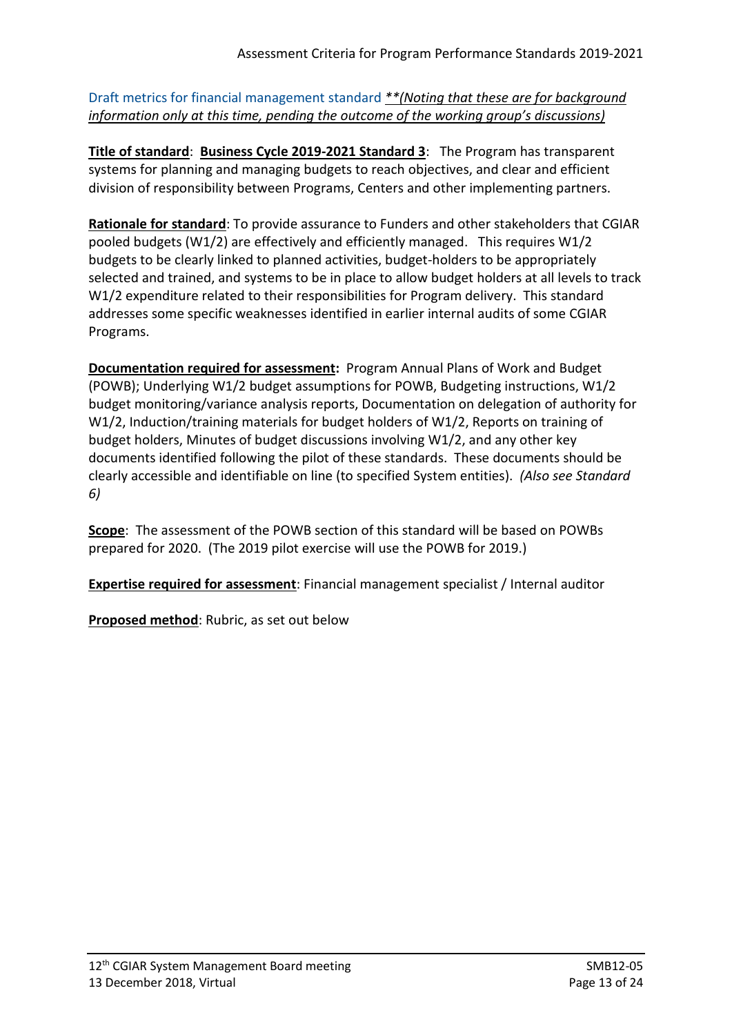Draft metrics for financial management standard ***\*(Noting that these are for background information only at this time, pending the outcome of the working group's discussions)***

**Title of standard**: **Business Cycle 2019-2021 Standard 3**: The Program has transparent systems for planning and managing budgets to reach objectives, and clear and efficient division of responsibility between Programs, Centers and other implementing partners.

**Rationale for standard**: To provide assurance to Funders and other stakeholders that CGIAR pooled budgets (W1/2) are effectively and efficiently managed. This requires W1/2 budgets to be clearly linked to planned activities, budget-holders to be appropriately selected and trained, and systems to be in place to allow budget holders at all levels to track W1/2 expenditure related to their responsibilities for Program delivery. This standard addresses some specific weaknesses identified in earlier internal audits of some CGIAR Programs.

**Documentation required for assessment:** Program Annual Plans of Work and Budget (POWB); Underlying W1/2 budget assumptions for POWB, Budgeting instructions, W1/2 budget monitoring/variance analysis reports, Documentation on delegation of authority for W1/2, Induction/training materials for budget holders of W1/2, Reports on training of budget holders, Minutes of budget discussions involving W1/2, and any other key documents identified following the pilot of these standards. These documents should be clearly accessible and identifiable on line (to specified System entities). *(Also see Standard 6)*

**Scope**: The assessment of the POWB section of this standard will be based on POWBs prepared for 2020. (The 2019 pilot exercise will use the POWB for 2019.)

**Expertise required for assessment**: Financial management specialist / Internal auditor

**Proposed method**: Rubric, as set out below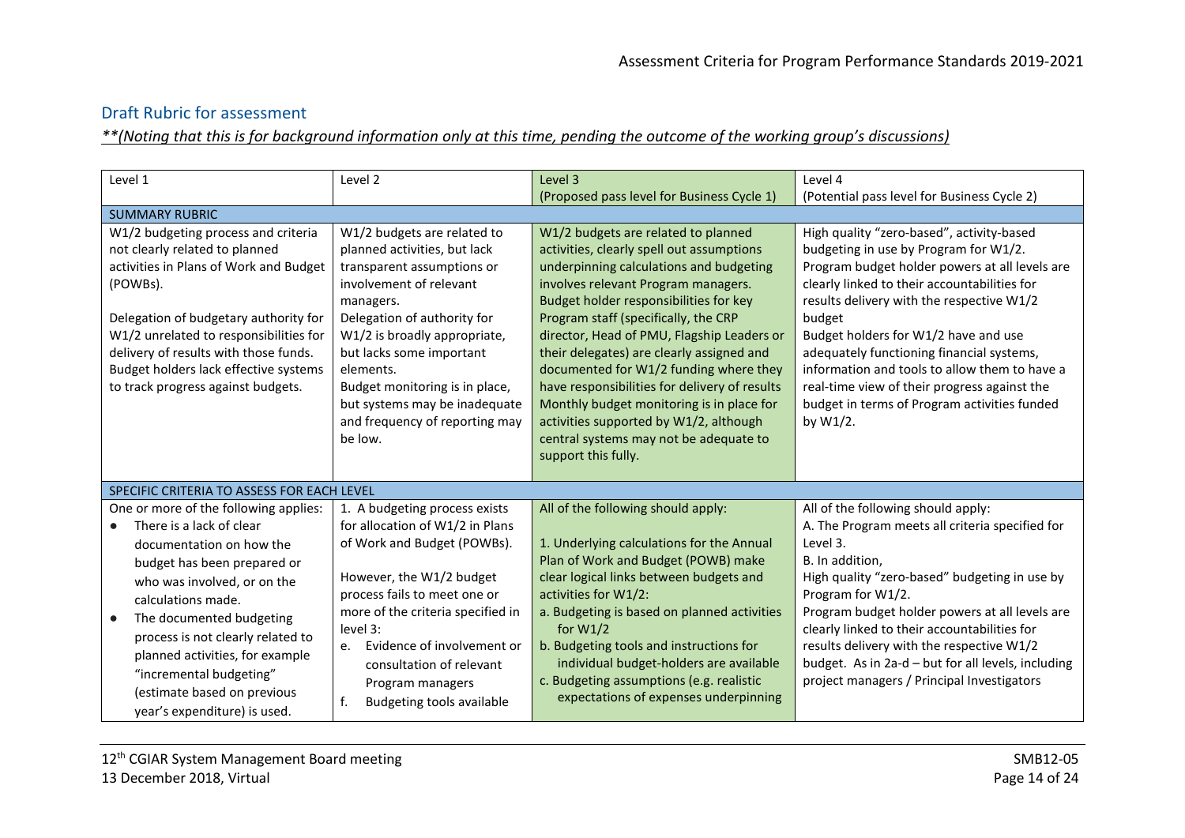## Draft Rubric for assessment

***\*\*(Noting that this is for background information only at this time, pending the outcome of the working group's discussions)***

| Level 1 | Level 2 | Level 3<br>(Proposed pass level for Business Cycle 1) | Level 4<br>(Potential pass level for Business Cycle 2) |
|---|---|---|---|
| SUMMARY RUBRIC | | | |
| W1/2 budgeting process and criteria not clearly related to planned activities in Plans of Work and Budget (POWBs).<br><br>Delegation of budgetary authority for W1/2 unrelated to responsibilities for delivery of results with those funds. Budget holders lack effective systems to track progress against budgets. | W1/2 budgets are related to planned activities, but lack transparent assumptions or involvement of relevant managers.<br>Delegation of authority for W1/2 is broadly appropriate, but lacks some important elements.<br>Budget monitoring is in place, but systems may be inadequate and frequency of reporting may be low. | W1/2 budgets are related to planned activities, clearly spell out assumptions underpinning calculations and budgeting involves relevant Program managers.<br>Budget holder responsibilities for key Program staff (specifically, the CRP director, Head of PMU, Flagship Leaders or their delegates) are clearly assigned and documented for W1/2 funding where they have responsibilities for delivery of results<br>Monthly budget monitoring is in place for activities supported by W1/2, although central systems may not be adequate to support this fully. | High quality "zero-based", activity-based budgeting in use by Program for W1/2.<br>Program budget holder powers at all levels are clearly linked to their accountabilities for results delivery with the respective W1/2 budget<br>Budget holders for W1/2 have and use adequately functioning financial systems, information and tools to allow them to have a real-time view of their progress against the budget in terms of Program activities funded by W1/2. |
| SPECIFIC CRITERIA TO ASSESS FOR EACH LEVEL | | | |
| One or more of the following applies:<br>● There is a lack of clear documentation on how the budget has been prepared or who was involved, or on the calculations made.<br>● The documented budgeting process is not clearly related to planned activities, for example "incremental budgeting" (estimate based on previous year's expenditure) is used. | 1. A budgeting process exists for allocation of W1/2 in Plans of Work and Budget (POWBs).<br><br>However, the W1/2 budget process fails to meet one or more of the criteria specified in level 3:<br>e. Evidence of involvement or consultation of relevant Program managers<br>f. Budgeting tools available | All of the following should apply:<br><br>1. Underlying calculations for the Annual Plan of Work and Budget (POWB) make clear logical links between budgets and activities for W1/2:<br>a. Budgeting is based on planned activities for W1/2<br>b. Budgeting tools and instructions for individual budget-holders are available<br>c. Budgeting assumptions (e.g. realistic expectations of expenses underpinning | All of the following should apply:<br>A. The Program meets all criteria specified for Level 3.<br>B. In addition,<br>High quality "zero-based" budgeting in use by Program for W1/2.<br>Program budget holder powers at all levels are clearly linked to their accountabilities for results delivery with the respective W1/2 budget. As in 2a-d – but for all levels, including project managers / Principal Investigators |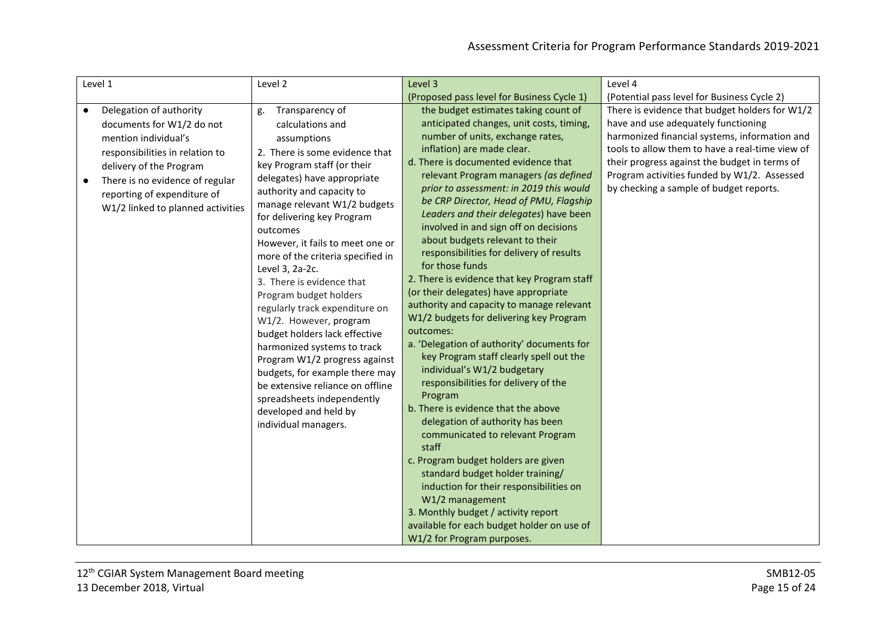| Level 1 | Level 2 | Level 3<br>(Proposed pass level for Business Cycle 1) | Level 4<br>(Potential pass level for Business Cycle 2) |
|---|---|---|---|
| • Delegation of authority documents for W1/2 do not mention individual's responsibilities in relation to delivery of the Program<br>• There is no evidence of regular reporting of expenditure of W1/2 linked to planned activities | g. Transparency of calculations and assumptions<br>2. There is some evidence that key Program staff (or their delegates) have appropriate authority and capacity to manage relevant W1/2 budgets for delivering key Program outcomes<br>However, it fails to meet one or more of the criteria specified in Level 3, 2a-2c.<br>3. There is evidence that Program budget holders regularly track expenditure on W1/2. However, program budget holders lack effective harmonized systems to track Program W1/2 progress against budgets, for example there may be extensive reliance on offline spreadsheets independently developed and held by individual managers. | the budget estimates taking count of anticipated changes, unit costs, timing, number of units, exchange rates, inflation) are made clear.<br>d. There is documented evidence that relevant Program managers *(as defined prior to assessment: in 2019 this would be CRP Director, Head of PMU, Flagship Leaders and their delegates*) have been involved in and sign off on decisions about budgets relevant to their responsibilities for delivery of results for those funds<br>2. There is evidence that key Program staff (or their delegates) have appropriate authority and capacity to manage relevant W1/2 budgets for delivering key Program outcomes:<br>a. 'Delegation of authority' documents for key Program staff clearly spell out the individual's W1/2 budgetary responsibilities for delivery of the Program<br>b. There is evidence that the above delegation of authority has been communicated to relevant Program staff<br>c. Program budget holders are given standard budget holder training/ induction for their responsibilities on W1/2 management<br>3. Monthly budget / activity report available for each budget holder on use of W1/2 for Program purposes. | There is evidence that budget holders for W1/2 have and use adequately functioning harmonized financial systems, information and tools to allow them to have a real-time view of their progress against the budget in terms of Program activities funded by W1/2. Assessed by checking a sample of budget reports. |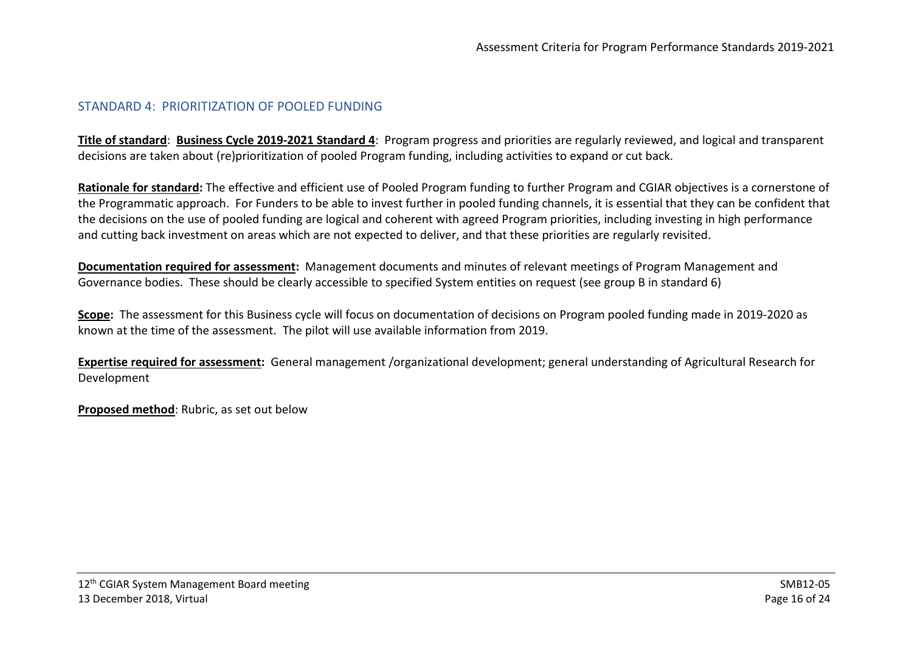## STANDARD 4: PRIORITIZATION OF POOLED FUNDING

**Title of standard**: **Business Cycle 2019-2021 Standard 4**: Program progress and priorities are regularly reviewed, and logical and transparent decisions are taken about (re)prioritization of pooled Program funding, including activities to expand or cut back.

**Rationale for standard:** The effective and efficient use of Pooled Program funding to further Program and CGIAR objectives is a cornerstone of the Programmatic approach. For Funders to be able to invest further in pooled funding channels, it is essential that they can be confident that the decisions on the use of pooled funding are logical and coherent with agreed Program priorities, including investing in high performance and cutting back investment on areas which are not expected to deliver, and that these priorities are regularly revisited.

**Documentation required for assessment:** Management documents and minutes of relevant meetings of Program Management and Governance bodies. These should be clearly accessible to specified System entities on request (see group B in standard 6)

**Scope:** The assessment for this Business cycle will focus on documentation of decisions on Program pooled funding made in 2019-2020 as known at the time of the assessment. The pilot will use available information from 2019.

**Expertise required for assessment:** General management /organizational development; general understanding of Agricultural Research for Development

**Proposed method**: Rubric, as set out below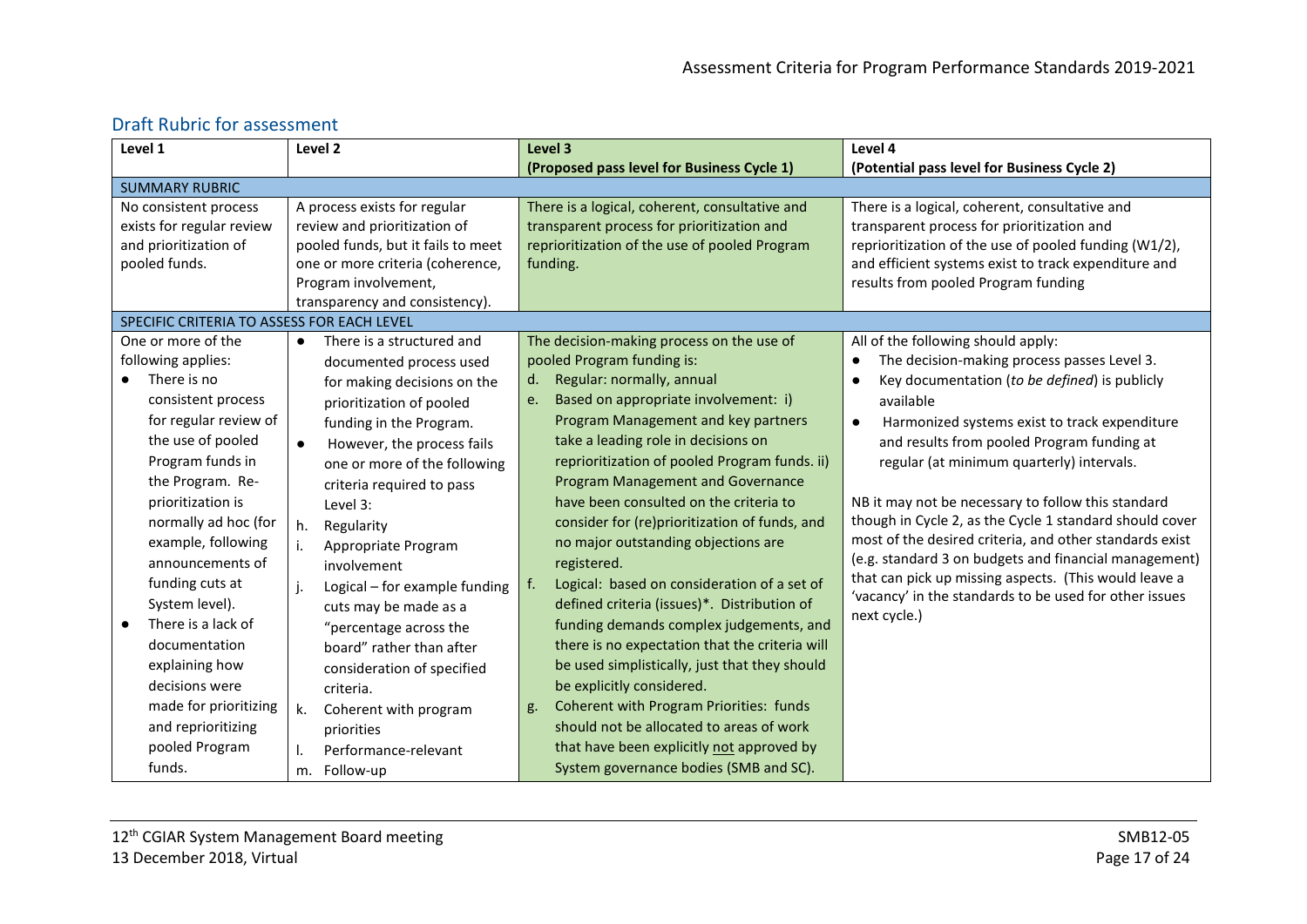## Draft Rubric for assessment

| Level 1 | Level 2 | Level 3 (Proposed pass level for Business Cycle 1) | Level 4 (Potential pass level for Business Cycle 2) |
|---|---|---|---|
| **SUMMARY RUBRIC** | | | |
| No consistent process exists for regular review and prioritization of pooled funds. | A process exists for regular review and prioritization of pooled funds, but it fails to meet one or more criteria (coherence, Program involvement, transparency and consistency). | There is a logical, coherent, consultative and transparent process for prioritization and reprioritization of the use of pooled Program funding. | There is a logical, coherent, consultative and transparent process for prioritization and reprioritization of the use of pooled funding (W1/2), and efficient systems exist to track expenditure and results from pooled Program funding |
| **SPECIFIC CRITERIA TO ASSESS FOR EACH LEVEL** | | | |
| One or more of the following applies:<br>● There is no consistent process for regular review of the use of pooled Program funds in the Program. Re-prioritization is normally ad hoc (for example, following announcements of funding cuts at System level).<br>● There is a lack of documentation explaining how decisions were made for prioritizing and reprioritizing pooled Program funds. | ● There is a structured and documented process used for making decisions on the prioritization of pooled funding in the Program.<br>● However, the process fails one or more of the following criteria required to pass Level 3:<br>h. Regularity<br>i. Appropriate Program involvement<br>j. Logical – for example funding cuts may be made as a "percentage across the board" rather than after consideration of specified criteria.<br>k. Coherent with program priorities<br>l. Performance-relevant<br>m. Follow-up | The decision-making process on the use of pooled Program funding is:<br>d. Regular: normally, annual<br>e. Based on appropriate involvement: i) Program Management and key partners take a leading role in decisions on reprioritization of pooled Program funds. ii) Program Management and Governance have been consulted on the criteria to consider for (re)prioritization of funds, and no major outstanding objections are registered.<br>f. Logical: based on consideration of a set of defined criteria (issues)*. Distribution of funding demands complex judgements, and there is no expectation that the criteria will be used simplistically, just that they should be explicitly considered.<br>g. Coherent with Program Priorities: funds should not be allocated to areas of work that have been explicitly not approved by System governance bodies (SMB and SC). | All of the following should apply:<br>● The decision-making process passes Level 3.<br>● Key documentation (*to be defined*) is publicly available<br>● Harmonized systems exist to track expenditure and results from pooled Program funding at regular (at minimum quarterly) intervals.<br><br>NB it may not be necessary to follow this standard though in Cycle 2, as the Cycle 1 standard should cover most of the desired criteria, and other standards exist (e.g. standard 3 on budgets and financial management) that can pick up missing aspects. (This would leave a 'vacancy' in the standards to be used for other issues next cycle.) |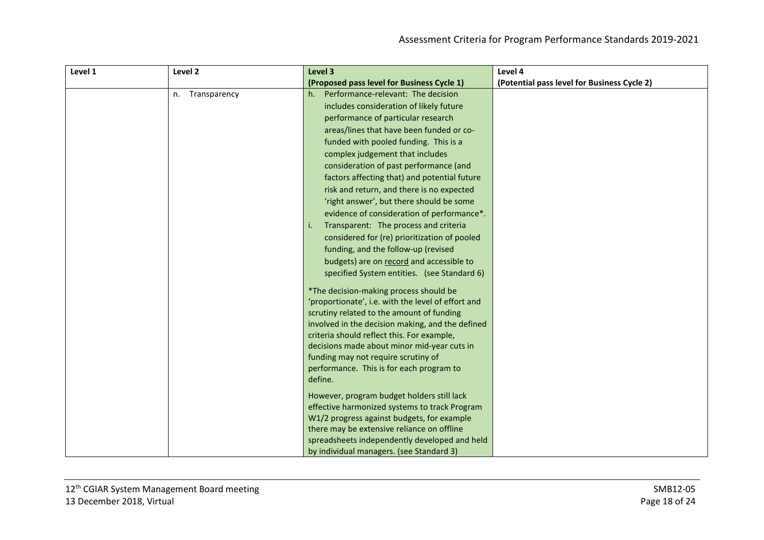| Level 1 | Level 2 | Level 3 (Proposed pass level for Business Cycle 1) | Level 4 (Potential pass level for Business Cycle 2) |
|---|---|---|---|
| | n. Transparency | h. Performance-relevant: The decision includes consideration of likely future performance of particular research areas/lines that have been funded or co-funded with pooled funding. This is a complex judgement that includes consideration of past performance (and factors affecting that) and potential future risk and return, and there is no expected 'right answer', but there should be some evidence of consideration of performance*.<br>i. Transparent: The process and criteria considered for (re) prioritization of pooled funding, and the follow-up (revised budgets) are on <u>record</u> and accessible to specified System entities. (see Standard 6)<br><br>*The decision-making process should be 'proportionate', i.e. with the level of effort and scrutiny related to the amount of funding involved in the decision making, and the defined criteria should reflect this. For example, decisions made about minor mid-year cuts in funding may not require scrutiny of performance. This is for each program to define.<br><br>However, program budget holders still lack effective harmonized systems to track Program W1/2 progress against budgets, for example there may be extensive reliance on offline spreadsheets independently developed and held by individual managers. (see Standard 3) | |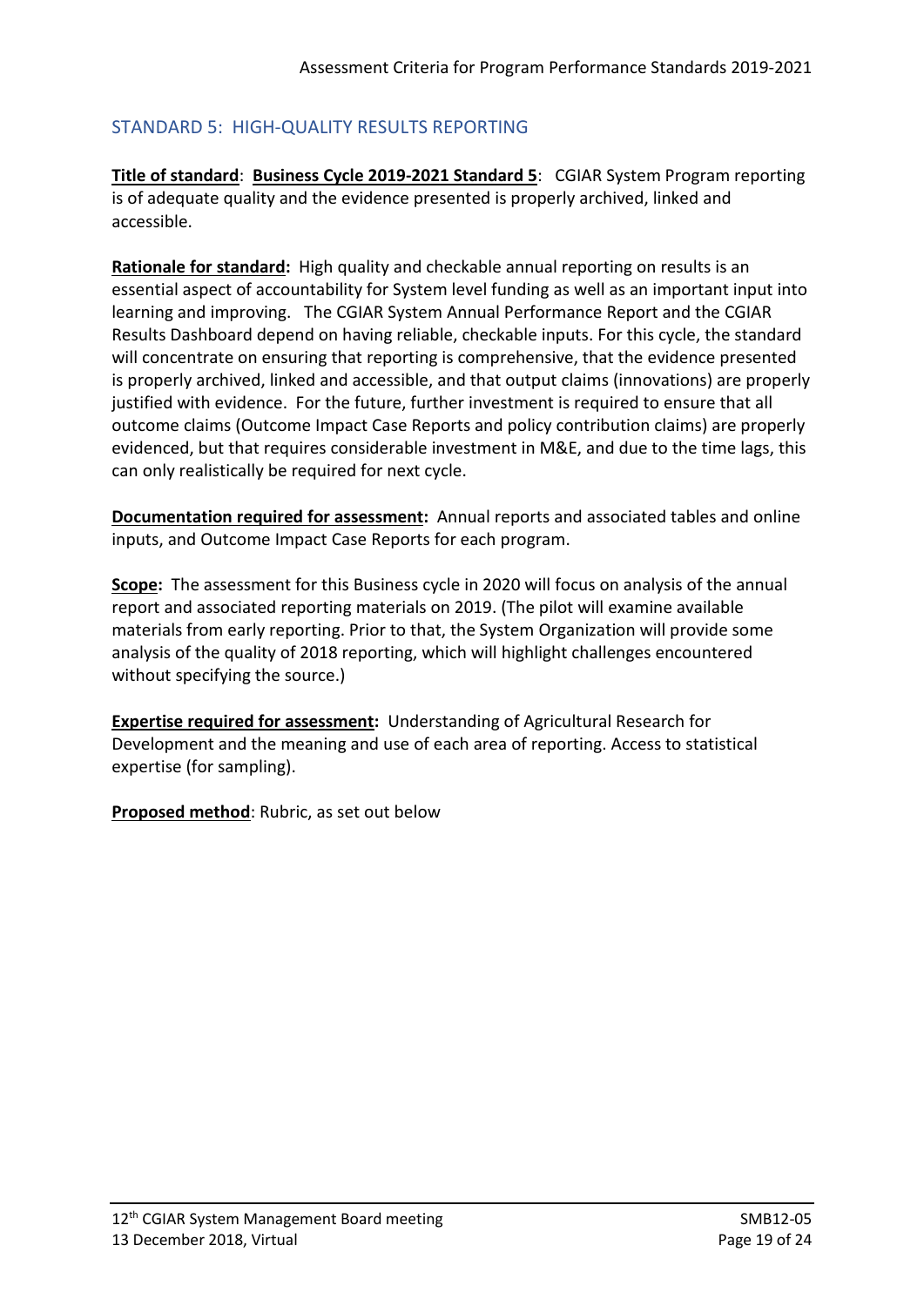## STANDARD 5: HIGH-QUALITY RESULTS REPORTING

**Title of standard**: **Business Cycle 2019-2021 Standard 5**: CGIAR System Program reporting is of adequate quality and the evidence presented is properly archived, linked and accessible.

**Rationale for standard:** High quality and checkable annual reporting on results is an essential aspect of accountability for System level funding as well as an important input into learning and improving. The CGIAR System Annual Performance Report and the CGIAR Results Dashboard depend on having reliable, checkable inputs. For this cycle, the standard will concentrate on ensuring that reporting is comprehensive, that the evidence presented is properly archived, linked and accessible, and that output claims (innovations) are properly justified with evidence. For the future, further investment is required to ensure that all outcome claims (Outcome Impact Case Reports and policy contribution claims) are properly evidenced, but that requires considerable investment in M&E, and due to the time lags, this can only realistically be required for next cycle.

**Documentation required for assessment:** Annual reports and associated tables and online inputs, and Outcome Impact Case Reports for each program.

**Scope:** The assessment for this Business cycle in 2020 will focus on analysis of the annual report and associated reporting materials on 2019. (The pilot will examine available materials from early reporting. Prior to that, the System Organization will provide some analysis of the quality of 2018 reporting, which will highlight challenges encountered without specifying the source.)

**Expertise required for assessment:** Understanding of Agricultural Research for Development and the meaning and use of each area of reporting. Access to statistical expertise (for sampling).

**Proposed method**: Rubric, as set out below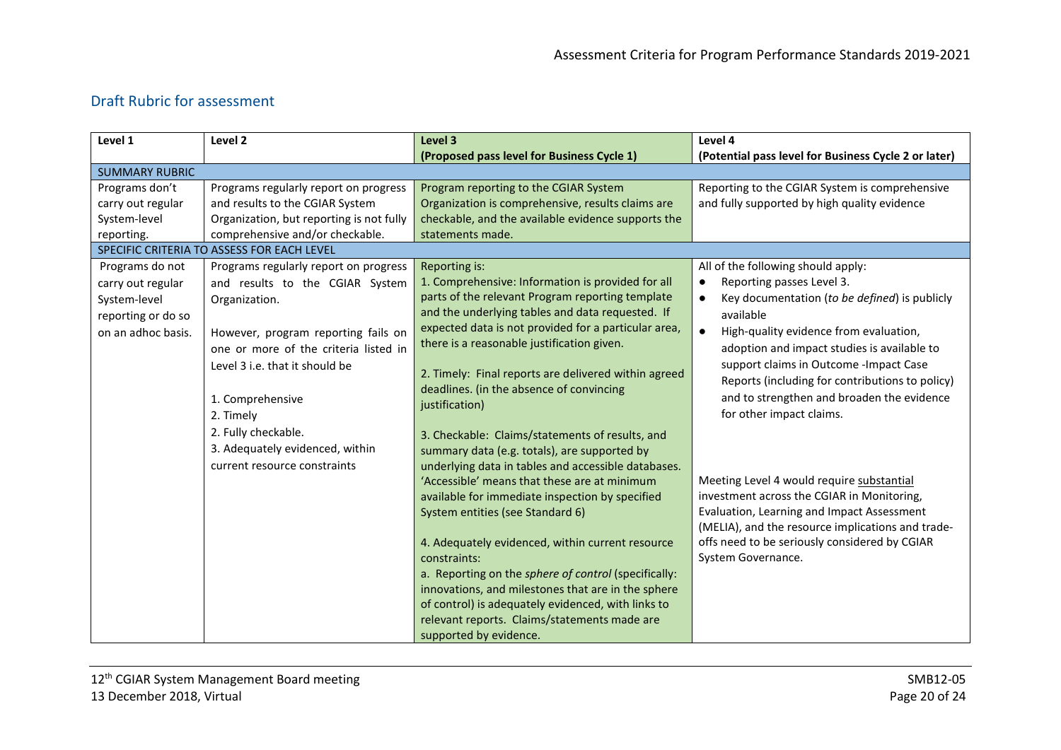## Draft Rubric for assessment

| Level 1 | Level 2 | Level 3<br>**(Proposed pass level for Business Cycle 1)** | Level 4<br>**(Potential pass level for Business Cycle 2 or later)** |
|---|---|---|---|
| SUMMARY RUBRIC | | | |
| Programs don't carry out regular System-level reporting. | Programs regularly report on progress and results to the CGIAR System Organization, but reporting is not fully comprehensive and/or checkable. | Program reporting to the CGIAR System Organization is comprehensive, results claims are checkable, and the available evidence supports the statements made. | Reporting to the CGIAR System is comprehensive and fully supported by high quality evidence |
| SPECIFIC CRITERIA TO ASSESS FOR EACH LEVEL | | | |
| Programs do not carry out regular System-level reporting or do so on an adhoc basis. | Programs regularly report on progress and results to the CGIAR System Organization.<br><br>However, program reporting fails on one or more of the criteria listed in Level 3 i.e. that it should be<br><br>1. Comprehensive<br>2. Timely<br>2. Fully checkable.<br>3. Adequately evidenced, within current resource constraints | Reporting is:<br>1. Comprehensive: Information is provided for all parts of the relevant Program reporting template and the underlying tables and data requested. If expected data is not provided for a particular area, there is a reasonable justification given.<br><br>2. Timely: Final reports are delivered within agreed deadlines. (in the absence of convincing justification)<br><br>3. Checkable: Claims/statements of results, and summary data (e.g. totals), are supported by underlying data in tables and accessible databases. 'Accessible' means that these are at minimum available for immediate inspection by specified System entities (see Standard 6)<br><br>4. Adequately evidenced, within current resource constraints:<br>a. Reporting on the *sphere of control* (specifically: innovations, and milestones that are in the sphere of control) is adequately evidenced, with links to relevant reports. Claims/statements made are supported by evidence. | All of the following should apply:<br>• Reporting passes Level 3.<br>• Key documentation (*to be defined*) is publicly available<br>• High-quality evidence from evaluation, adoption and impact studies is available to support claims in Outcome -Impact Case Reports (including for contributions to policy) and to strengthen and broaden the evidence for other impact claims.<br><br>Meeting Level 4 would require <u>substantial</u> investment across the CGIAR in Monitoring, Evaluation, Learning and Impact Assessment (MELIA), and the resource implications and trade-offs need to be seriously considered by CGIAR System Governance. |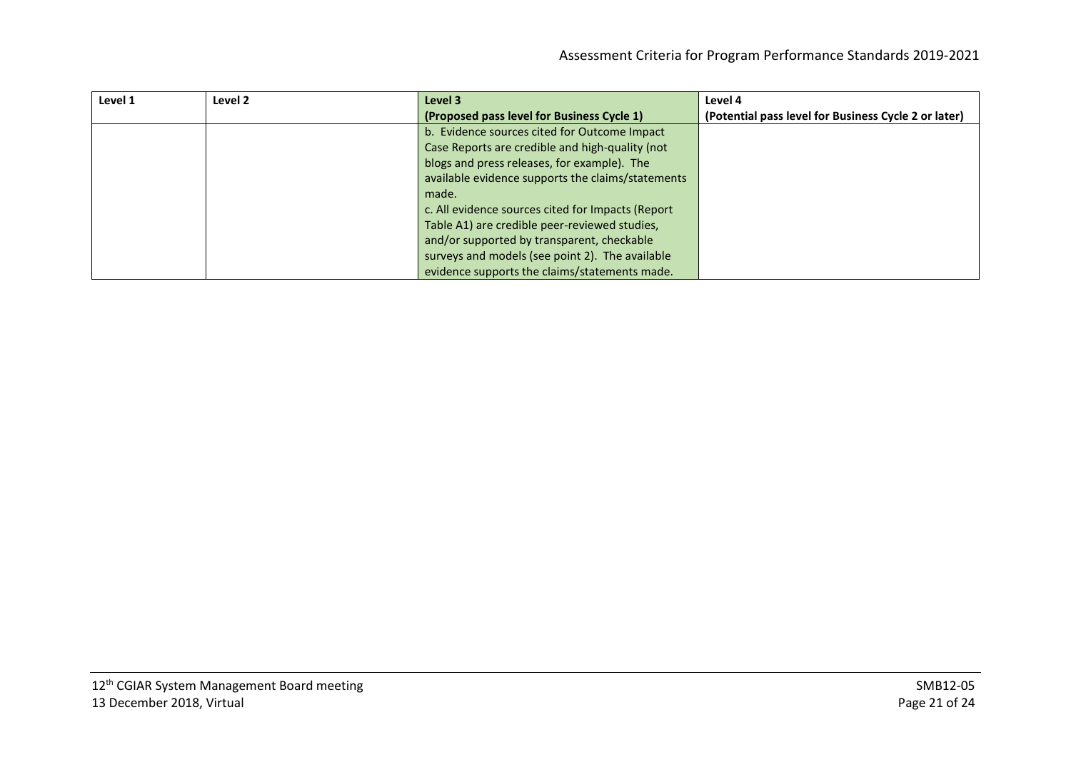| Level 1 | Level 2 | Level 3<br>(Proposed pass level for Business Cycle 1) | Level 4<br>(Potential pass level for Business Cycle 2 or later) |
|---|---|---|---|
| | | b. Evidence sources cited for Outcome Impact Case Reports are credible and high-quality (not blogs and press releases, for example). The available evidence supports the claims/statements made.<br>c. All evidence sources cited for Impacts (Report Table A1) are credible peer-reviewed studies, and/or supported by transparent, checkable surveys and models (see point 2). The available evidence supports the claims/statements made. | |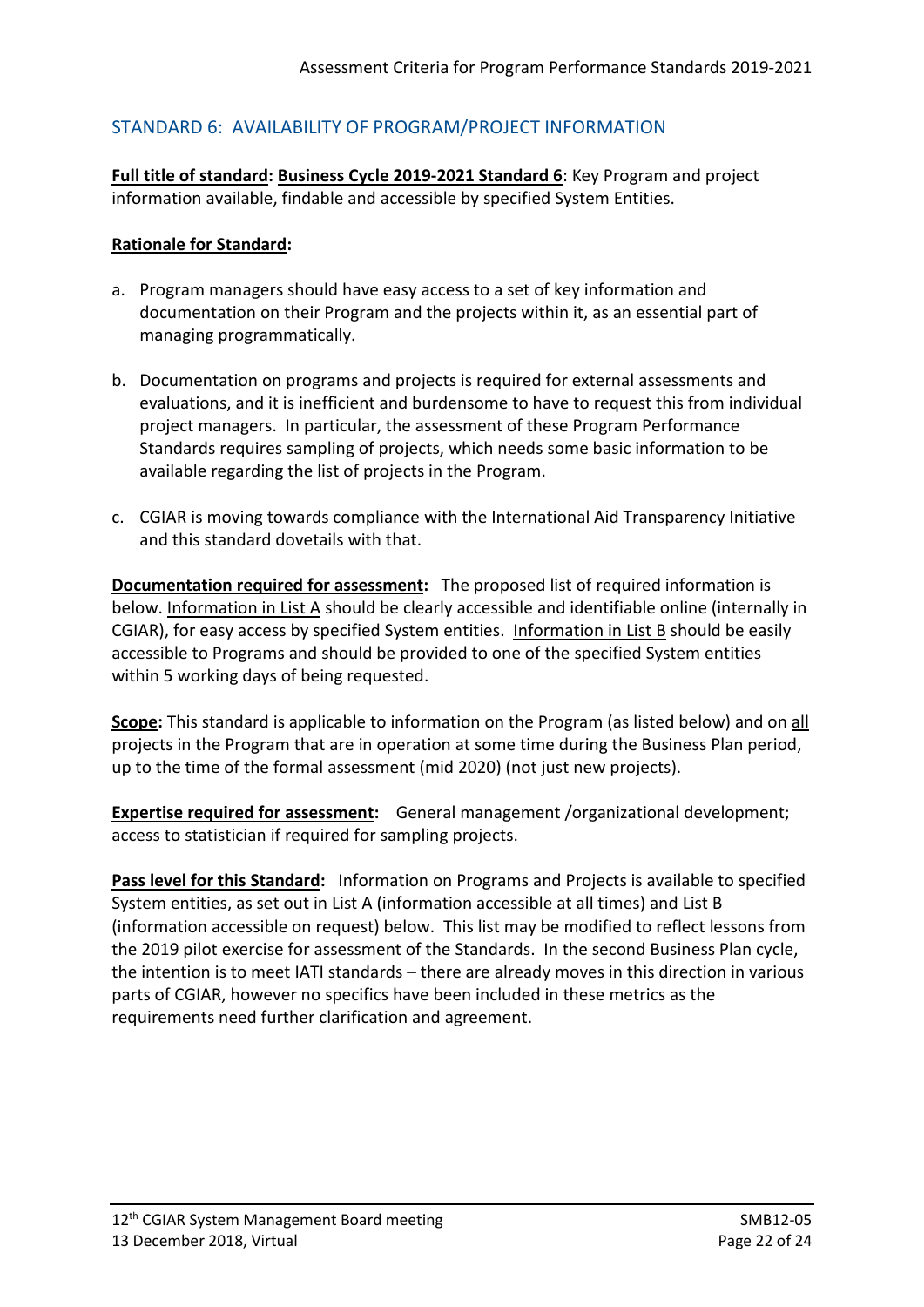## STANDARD 6: AVAILABILITY OF PROGRAM/PROJECT INFORMATION

**Full title of standard: Business Cycle 2019-2021 Standard 6**: Key Program and project information available, findable and accessible by specified System Entities.

**Rationale for Standard:**

a. Program managers should have easy access to a set of key information and documentation on their Program and the projects within it, as an essential part of managing programmatically.

b. Documentation on programs and projects is required for external assessments and evaluations, and it is inefficient and burdensome to have to request this from individual project managers. In particular, the assessment of these Program Performance Standards requires sampling of projects, which needs some basic information to be available regarding the list of projects in the Program.

c. CGIAR is moving towards compliance with the International Aid Transparency Initiative and this standard dovetails with that.

**Documentation required for assessment:** The proposed list of required information is below. Information in List A should be clearly accessible and identifiable online (internally in CGIAR), for easy access by specified System entities. Information in List B should be easily accessible to Programs and should be provided to one of the specified System entities within 5 working days of being requested.

**Scope:** This standard is applicable to information on the Program (as listed below) and on all projects in the Program that are in operation at some time during the Business Plan period, up to the time of the formal assessment (mid 2020) (not just new projects).

**Expertise required for assessment:** General management /organizational development; access to statistician if required for sampling projects.

**Pass level for this Standard:** Information on Programs and Projects is available to specified System entities, as set out in List A (information accessible at all times) and List B (information accessible on request) below. This list may be modified to reflect lessons from the 2019 pilot exercise for assessment of the Standards. In the second Business Plan cycle, the intention is to meet IATI standards – there are already moves in this direction in various parts of CGIAR, however no specifics have been included in these metrics as the requirements need further clarification and agreement.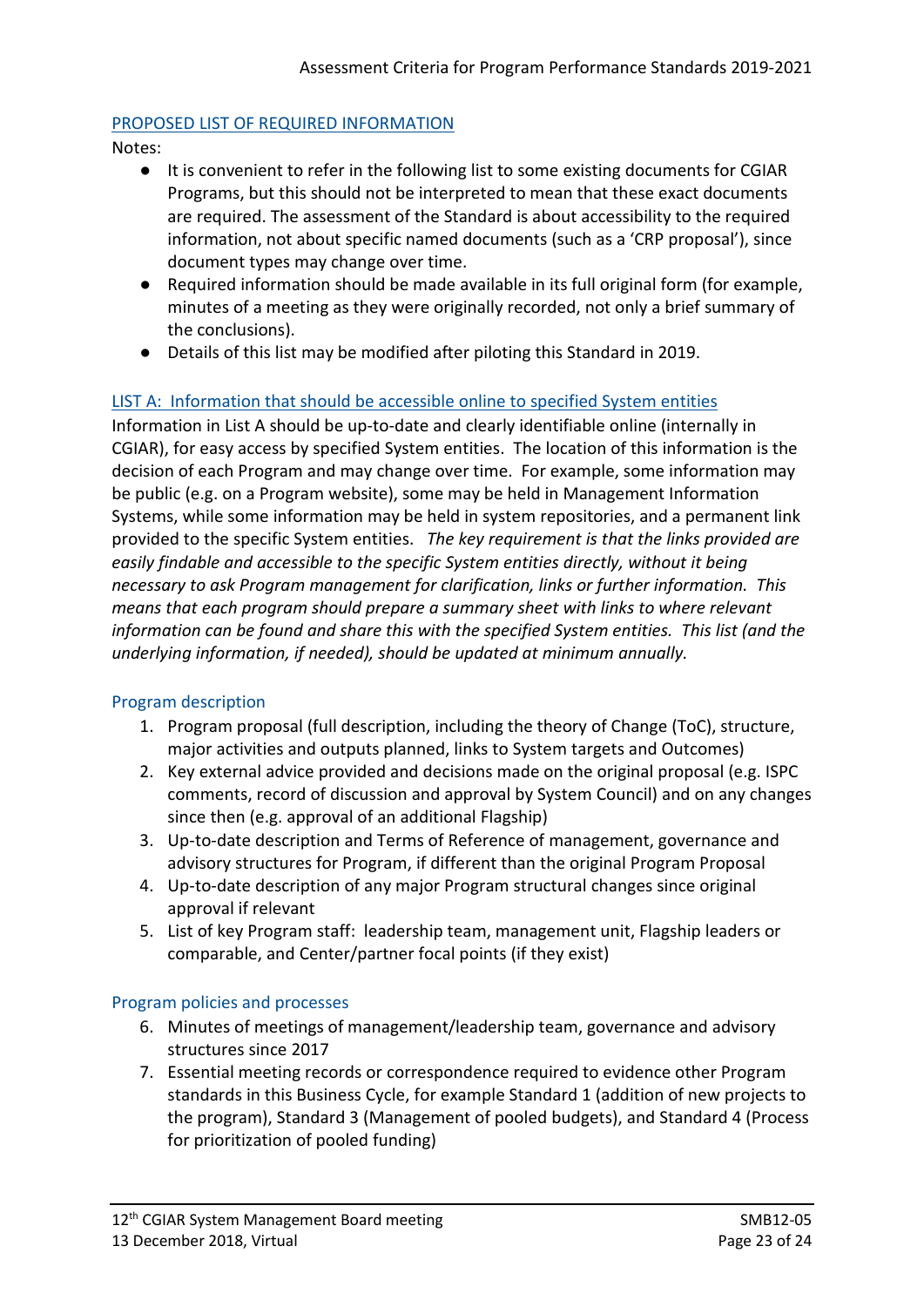## PROPOSED LIST OF REQUIRED INFORMATION

Notes:

- It is convenient to refer in the following list to some existing documents for CGIAR Programs, but this should not be interpreted to mean that these exact documents are required. The assessment of the Standard is about accessibility to the required information, not about specific named documents (such as a 'CRP proposal'), since document types may change over time.
- Required information should be made available in its full original form (for example, minutes of a meeting as they were originally recorded, not only a brief summary of the conclusions).
- Details of this list may be modified after piloting this Standard in 2019.

## LIST A: Information that should be accessible online to specified System entities

Information in List A should be up-to-date and clearly identifiable online (internally in CGIAR), for easy access by specified System entities. The location of this information is the decision of each Program and may change over time. For example, some information may be public (e.g. on a Program website), some may be held in Management Information Systems, while some information may be held in system repositories, and a permanent link provided to the specific System entities. *The key requirement is that the links provided are easily findable and accessible to the specific System entities directly, without it being necessary to ask Program management for clarification, links or further information. This means that each program should prepare a summary sheet with links to where relevant information can be found and share this with the specified System entities. This list (and the underlying information, if needed), should be updated at minimum annually.*

### Program description

1. Program proposal (full description, including the theory of Change (ToC), structure, major activities and outputs planned, links to System targets and Outcomes)
2. Key external advice provided and decisions made on the original proposal (e.g. ISPC comments, record of discussion and approval by System Council) and on any changes since then (e.g. approval of an additional Flagship)
3. Up-to-date description and Terms of Reference of management, governance and advisory structures for Program, if different than the original Program Proposal
4. Up-to-date description of any major Program structural changes since original approval if relevant
5. List of key Program staff: leadership team, management unit, Flagship leaders or comparable, and Center/partner focal points (if they exist)

### Program policies and processes

6. Minutes of meetings of management/leadership team, governance and advisory structures since 2017
7. Essential meeting records or correspondence required to evidence other Program standards in this Business Cycle, for example Standard 1 (addition of new projects to the program), Standard 3 (Management of pooled budgets), and Standard 4 (Process for prioritization of pooled funding)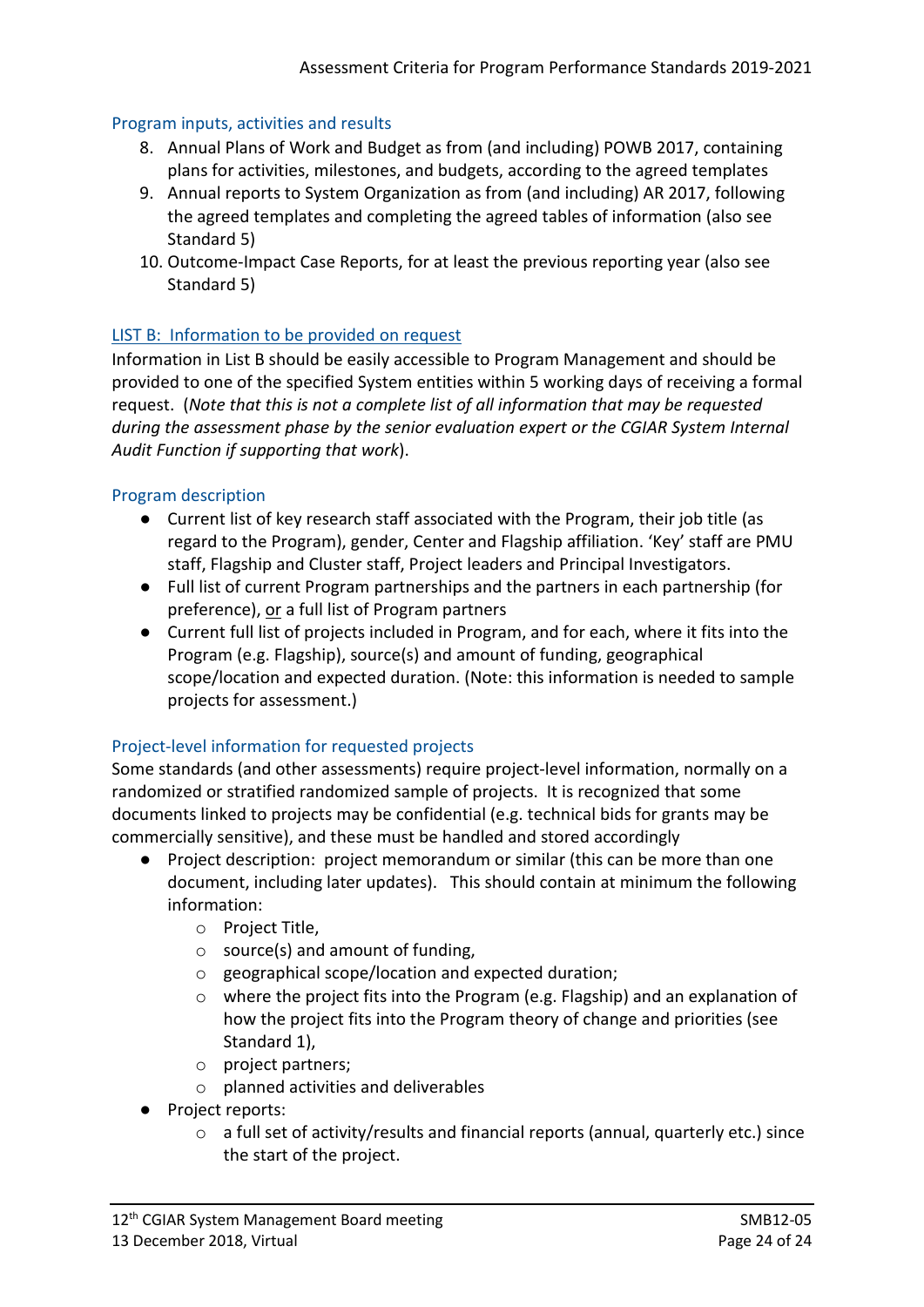### Program inputs, activities and results

8. Annual Plans of Work and Budget as from (and including) POWB 2017, containing plans for activities, milestones, and budgets, according to the agreed templates
9. Annual reports to System Organization as from (and including) AR 2017, following the agreed templates and completing the agreed tables of information (also see Standard 5)
10. Outcome-Impact Case Reports, for at least the previous reporting year (also see Standard 5)

## LIST B: Information to be provided on request

Information in List B should be easily accessible to Program Management and should be provided to one of the specified System entities within 5 working days of receiving a formal request. (*Note that this is not a complete list of all information that may be requested during the assessment phase by the senior evaluation expert or the CGIAR System Internal Audit Function if supporting that work*).

### Program description

- Current list of key research staff associated with the Program, their job title (as regard to the Program), gender, Center and Flagship affiliation. 'Key' staff are PMU staff, Flagship and Cluster staff, Project leaders and Principal Investigators.
- Full list of current Program partnerships and the partners in each partnership (for preference), or a full list of Program partners
- Current full list of projects included in Program, and for each, where it fits into the Program (e.g. Flagship), source(s) and amount of funding, geographical scope/location and expected duration. (Note: this information is needed to sample projects for assessment.)

### Project-level information for requested projects

Some standards (and other assessments) require project-level information, normally on a randomized or stratified randomized sample of projects. It is recognized that some documents linked to projects may be confidential (e.g. technical bids for grants may be commercially sensitive), and these must be handled and stored accordingly

- Project description: project memorandum or similar (this can be more than one document, including later updates). This should contain at minimum the following information:
    - Project Title,
    - source(s) and amount of funding,
    - geographical scope/location and expected duration;
    - where the project fits into the Program (e.g. Flagship) and an explanation of how the project fits into the Program theory of change and priorities (see Standard 1),
    - project partners;
    - planned activities and deliverables
- Project reports:
    - a full set of activity/results and financial reports (annual, quarterly etc.) since the start of the project.